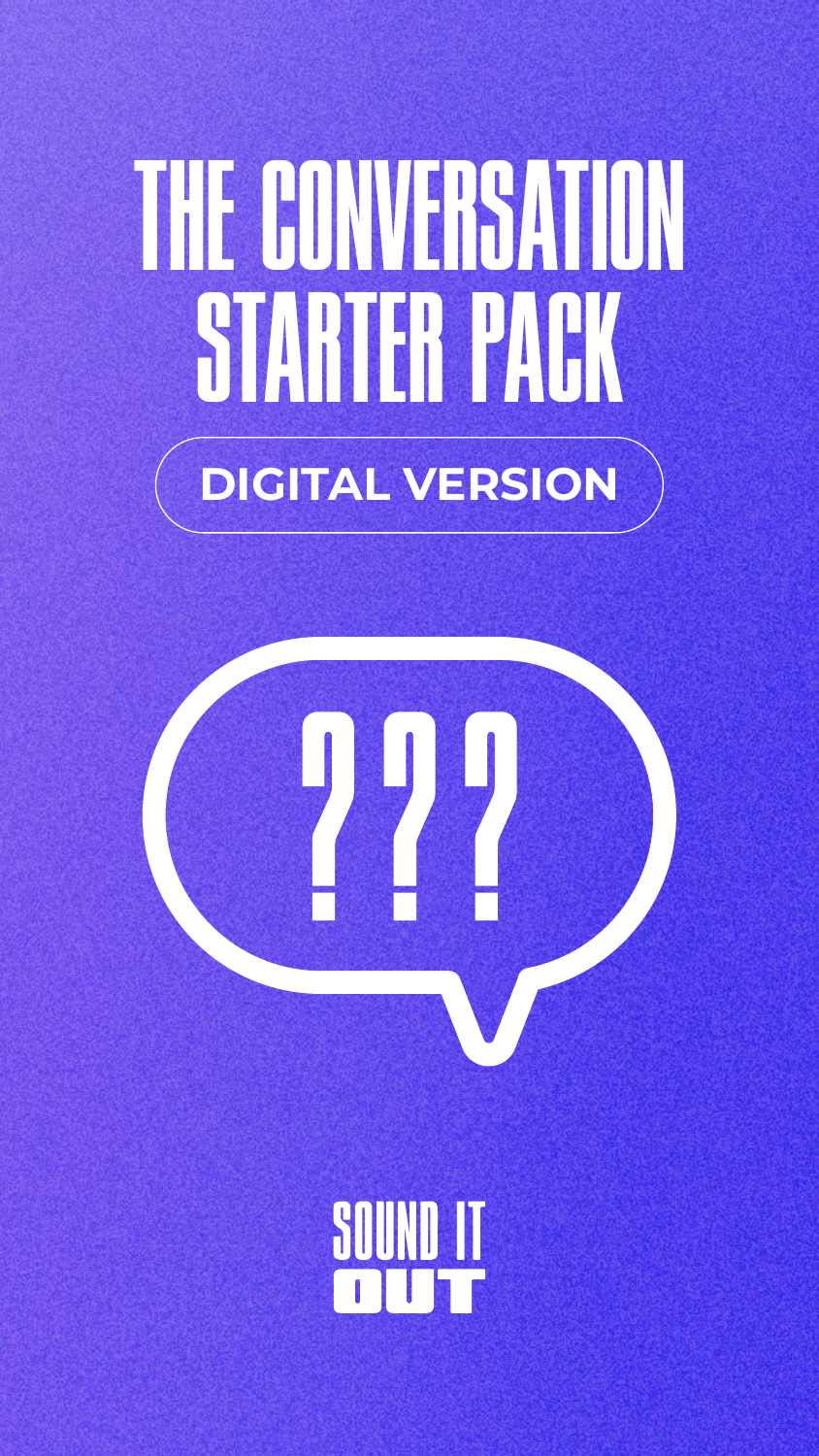# THE CONVERSATION STARTER PACK

**DIGITAL VERSION**

???

SOUND IT OUT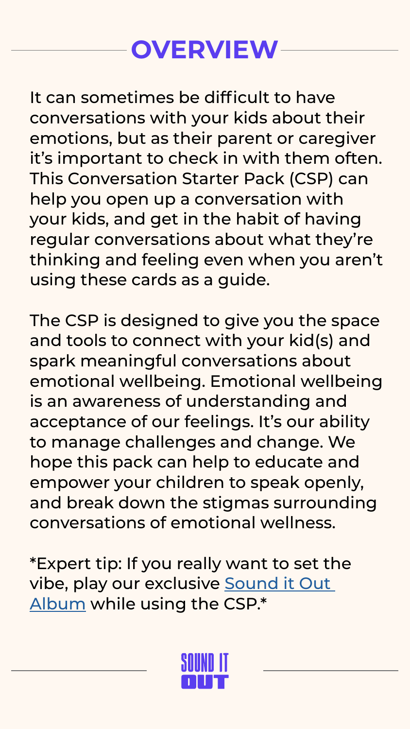# OVERVIEW

It can sometimes be difficult to have conversations with your kids about their emotions, but as their parent or caregiver it's important to check in with them often. This Conversation Starter Pack (CSP) can help you open up a conversation with your kids, and get in the habit of having regular conversations about what they're thinking and feeling even when you aren't using these cards as a guide.

The CSP is designed to give you the space and tools to connect with your kid(s) and spark meaningful conversations about emotional wellbeing. Emotional wellbeing is an awareness of understanding and acceptance of our feelings. It's our ability to manage challenges and change. We hope this pack can help to educate and empower your children to speak openly, and break down the stigmas surrounding conversations of emotional wellness.

*Expert tip: If you really want to set the vibe, play our exclusive [Sound it Out Album]() while using the CSP.*

SOUND IT OUT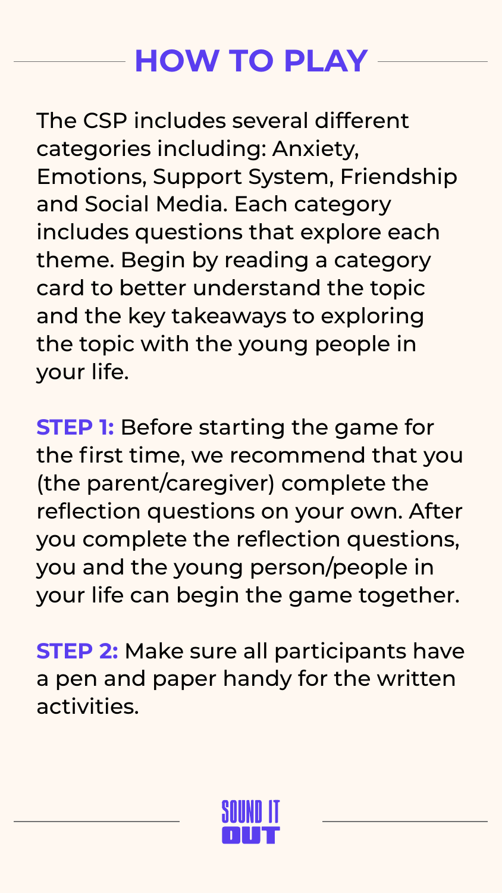# HOW TO PLAY

The CSP includes several different categories including: Anxiety, Emotions, Support System, Friendship and Social Media. Each category includes questions that explore each theme. Begin by reading a category card to better understand the topic and the key takeaways to exploring the topic with the young people in your life.

**STEP 1:** Before starting the game for the first time, we recommend that you (the parent/caregiver) complete the reflection questions on your own. After you complete the reflection questions, you and the young person/people in your life can begin the game together.

**STEP 2:** Make sure all participants have a pen and paper handy for the written activities.

SOUND IT OUT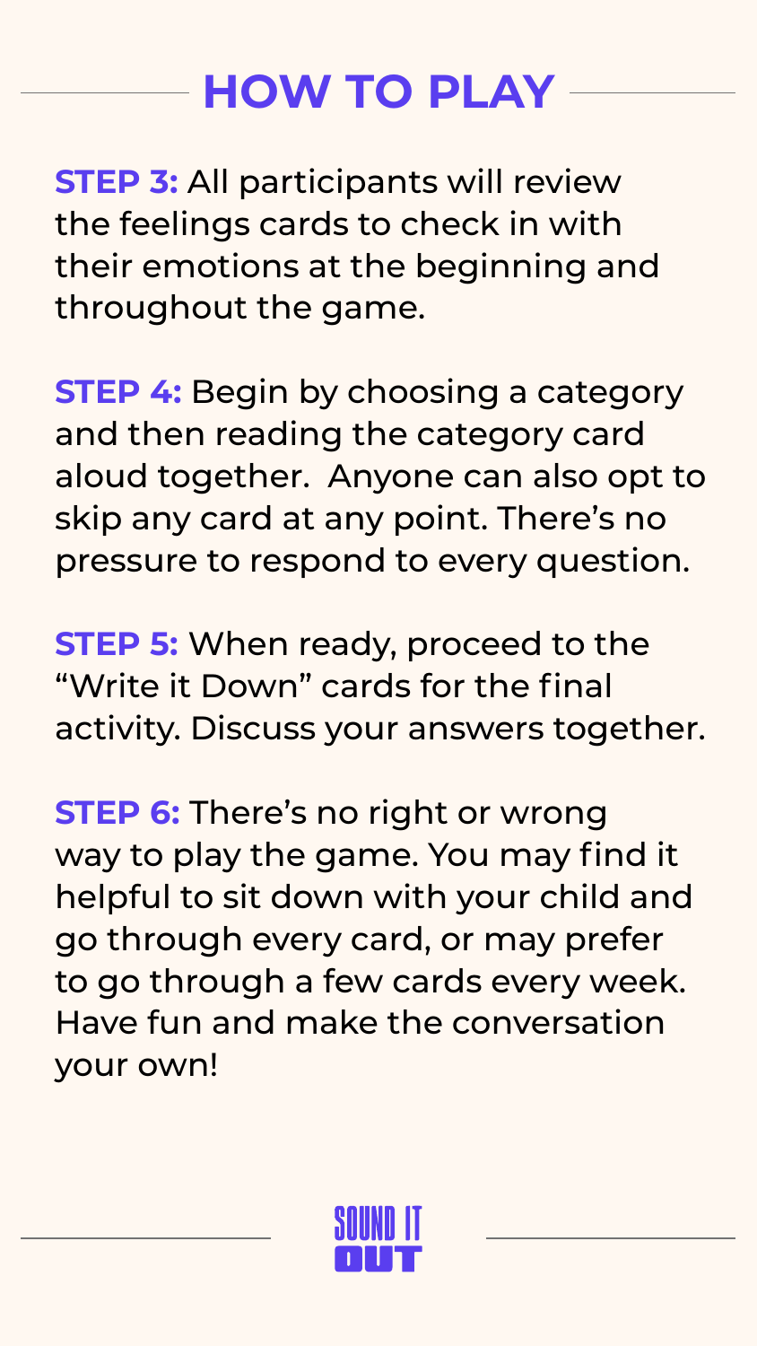## HOW TO PLAY

**STEP 3:** All participants will review the feelings cards to check in with their emotions at the beginning and throughout the game.

**STEP 4:** Begin by choosing a category and then reading the category card aloud together.  Anyone can also opt to skip any card at any point. There's no pressure to respond to every question.

**STEP 5:** When ready, proceed to the "Write it Down" cards for the final activity. Discuss your answers together.

**STEP 6:** There's no right or wrong way to play the game. You may find it helpful to sit down with your child and go through every card, or may prefer to go through a few cards every week. Have fun and make the conversation your own!

SOUND IT OUT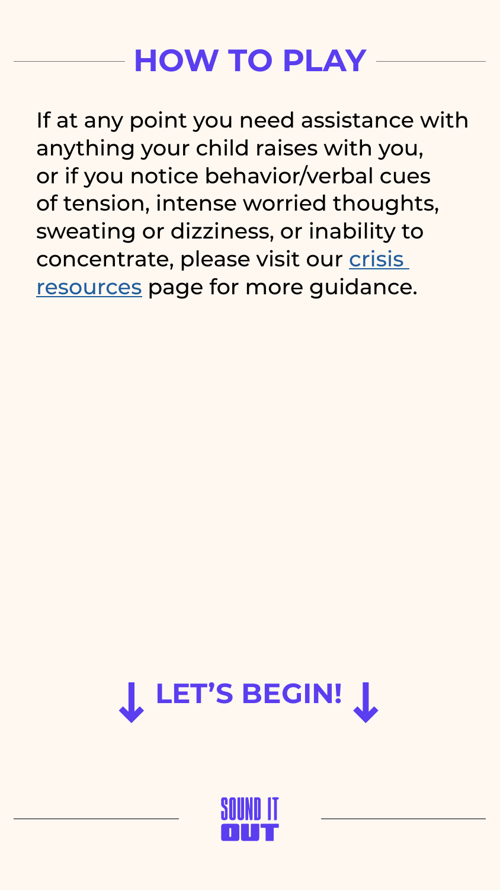## HOW TO PLAY

If at any point you need assistance with anything your child raises with you, or if you notice behavior/verbal cues of tension, intense worried thoughts, sweating or dizziness, or inability to concentrate, please visit our crisis resources page for more guidance.

**↓ LET'S BEGIN! ↓**

SOUND IT OUT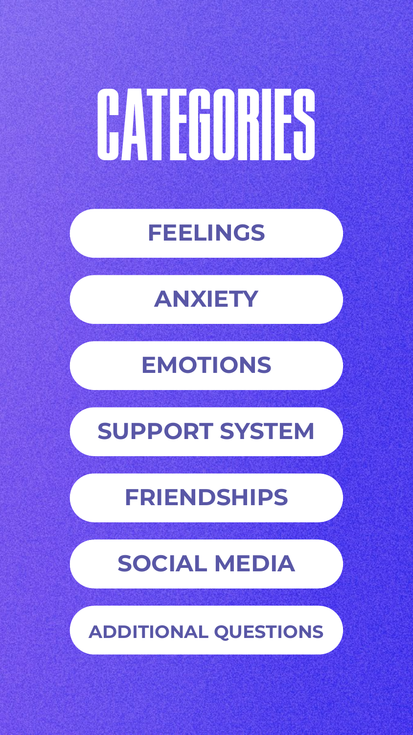# CATEGORIES

- FEELINGS
- ANXIETY
- EMOTIONS
- SUPPORT SYSTEM
- FRIENDSHIPS
- SOCIAL MEDIA
- ADDITIONAL QUESTIONS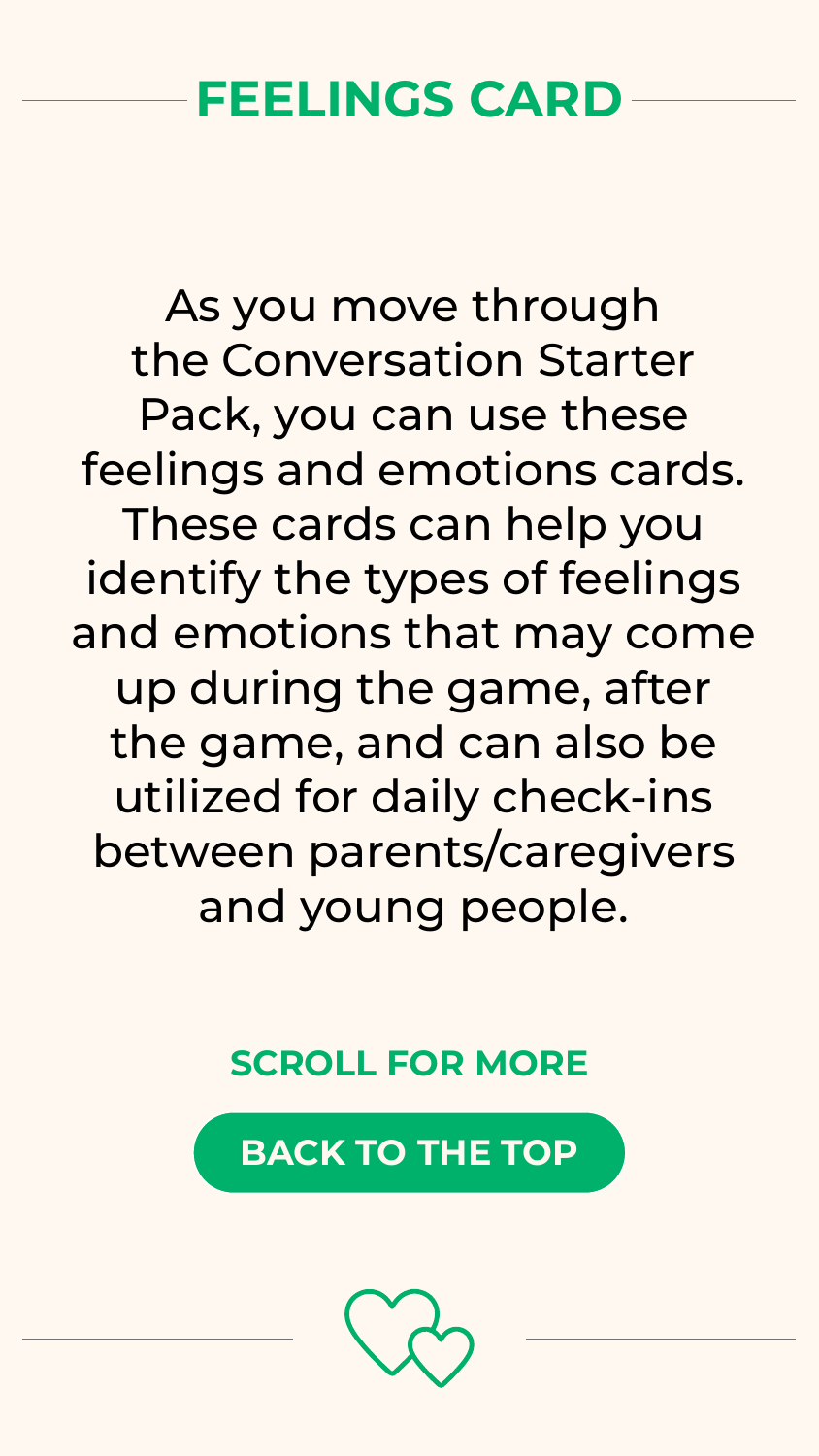# FEELINGS CARD

As you move through the Conversation Starter Pack, you can use these feelings and emotions cards. These cards can help you identify the types of feelings and emotions that may come up during the game, after the game, and can also be utilized for daily check-ins between parents/caregivers and young people.

**SCROLL FOR MORE**

**BACK TO THE TOP**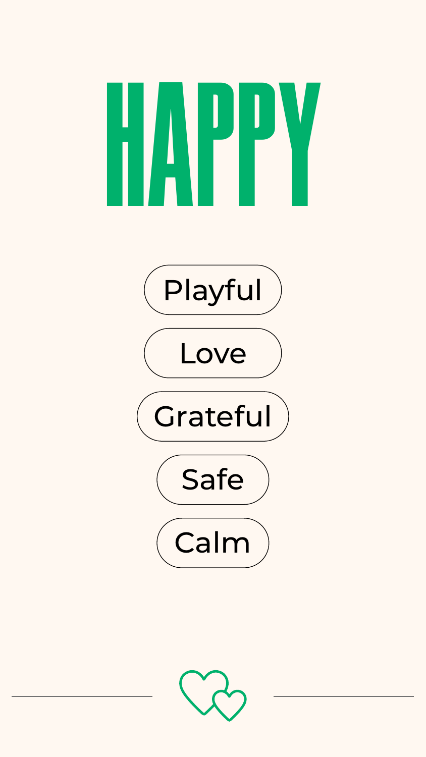# HAPPY

- Playful
- Love
- Grateful
- Safe
- Calm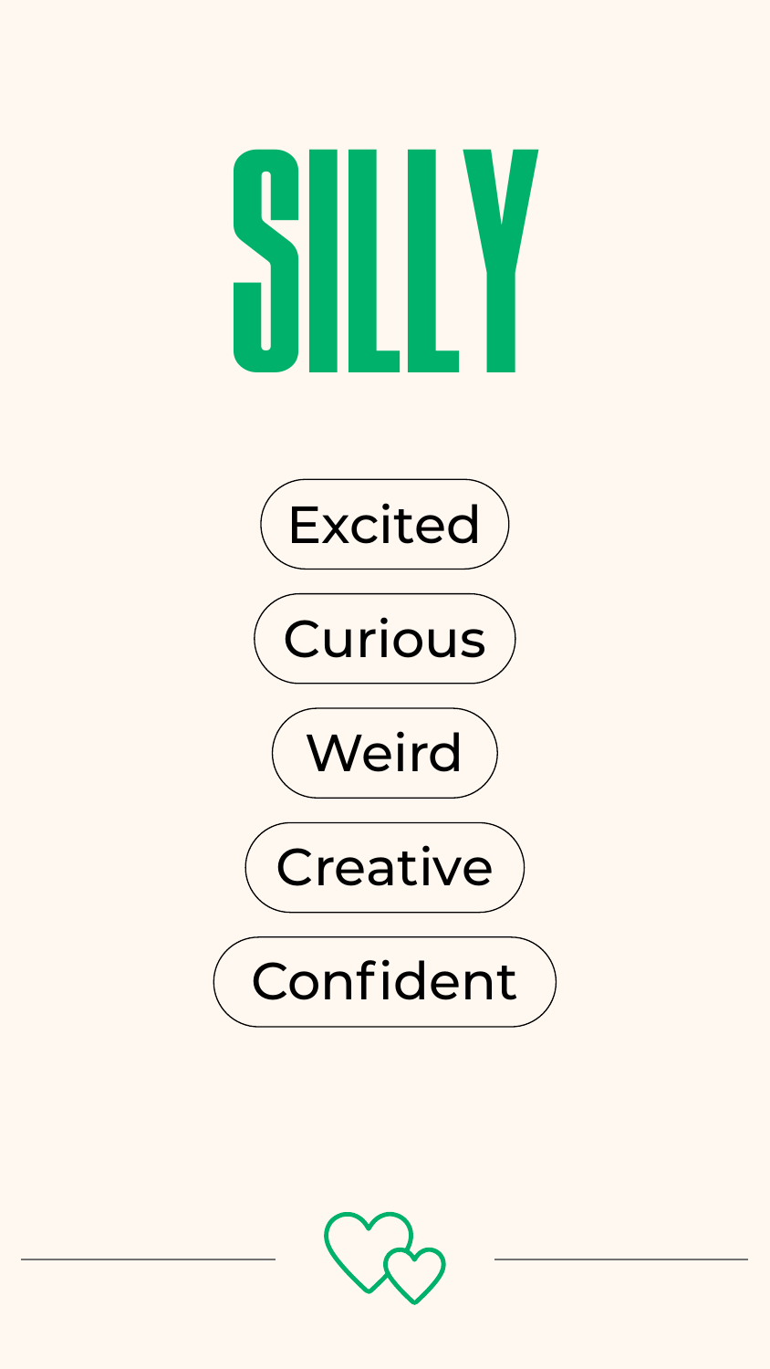# SILLY

- Excited
- Curious
- Weird
- Creative
- Confident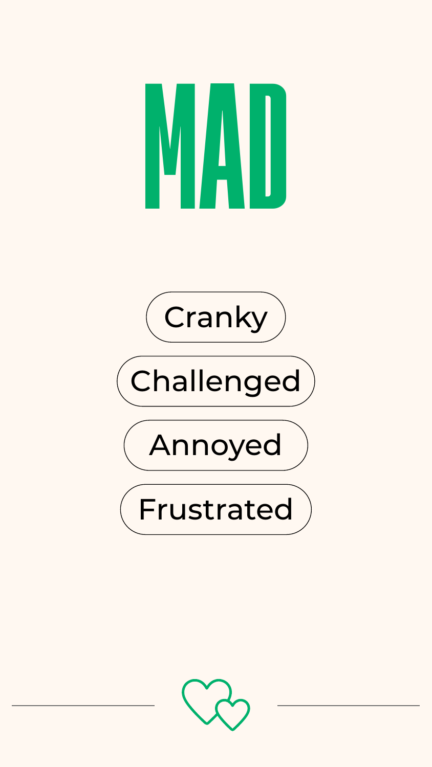# MAD

- Cranky
- Challenged
- Annoyed
- Frustrated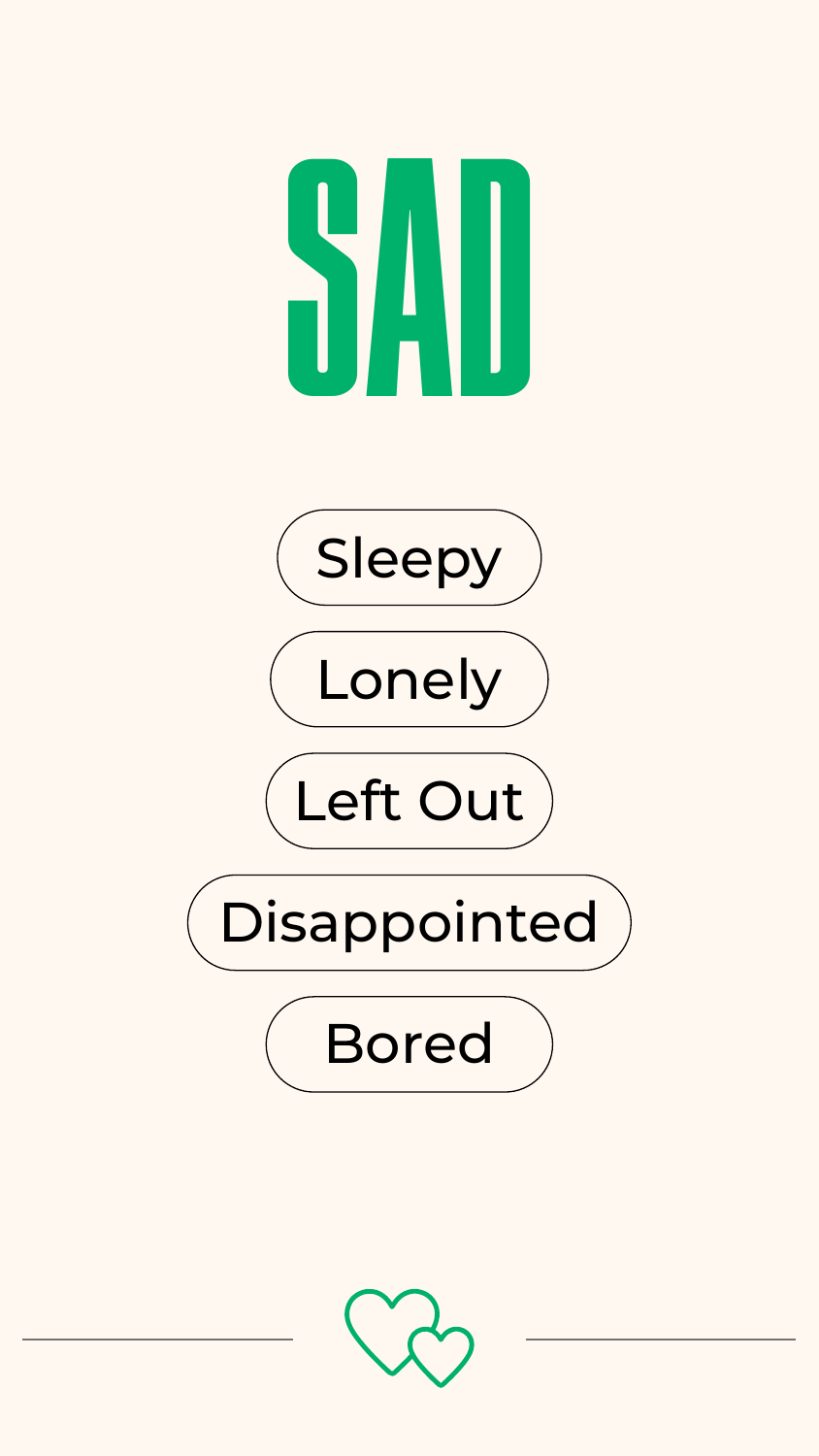# SAD

- Sleepy
- Lonely
- Left Out
- Disappointed
- Bored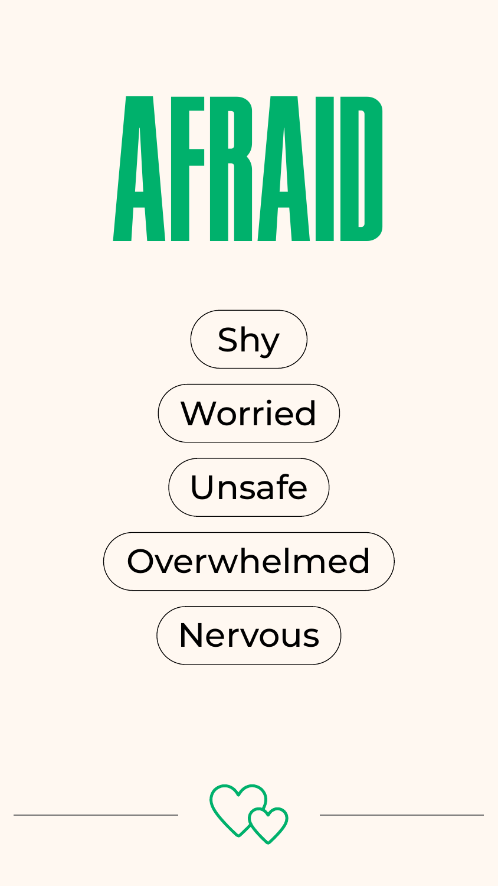# AFRAID

- Shy
- Worried
- Unsafe
- Overwhelmed
- Nervous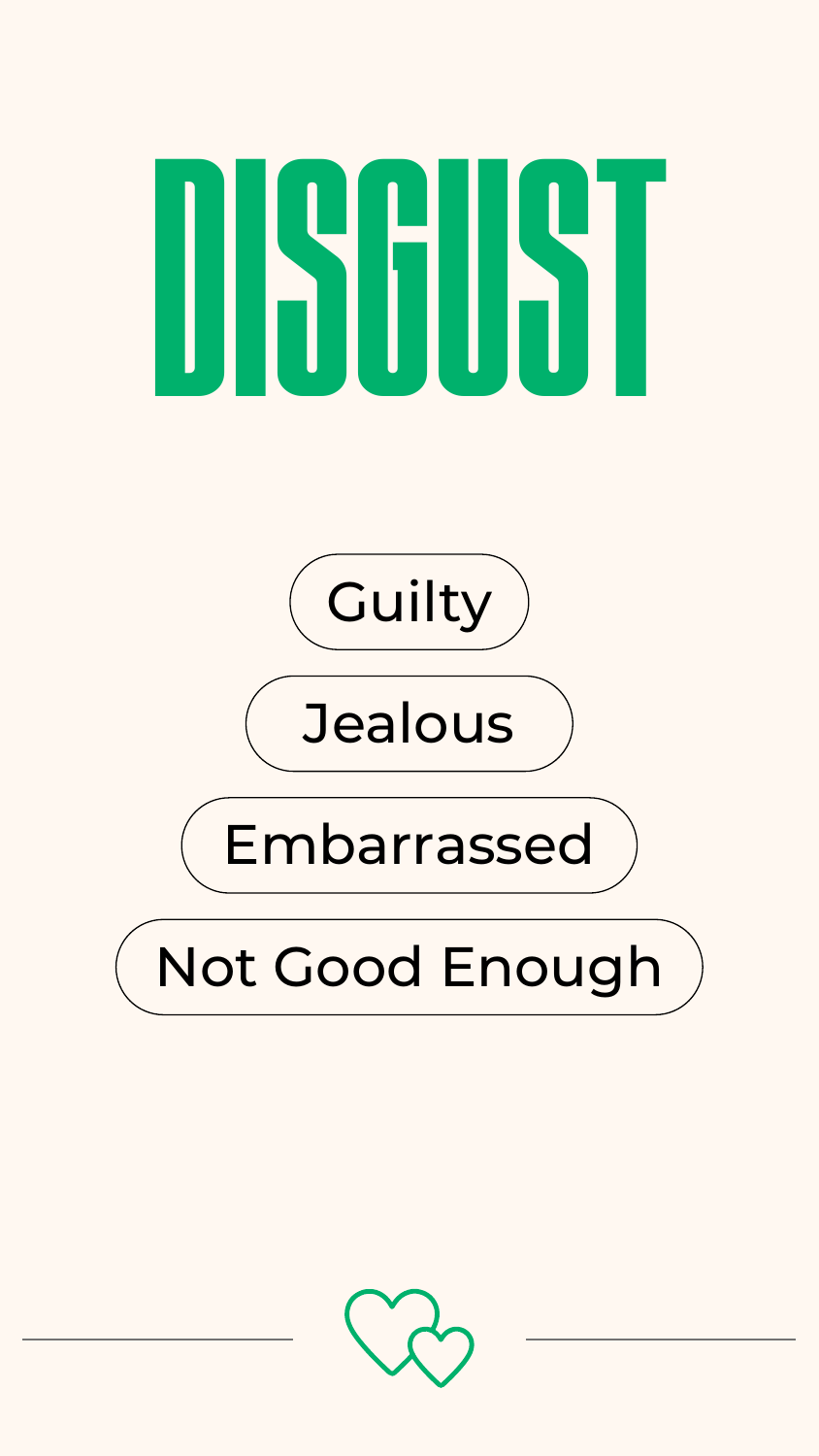# DISGUST

- Guilty
- Jealous
- Embarrassed
- Not Good Enough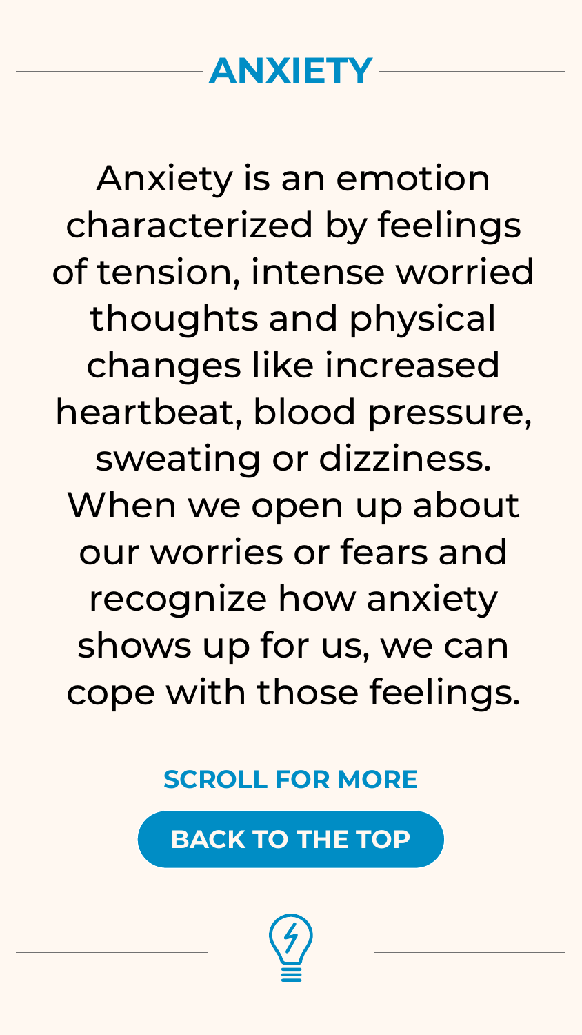# ANXIETY

Anxiety is an emotion characterized by feelings of tension, intense worried thoughts and physical changes like increased heartbeat, blood pressure, sweating or dizziness. When we open up about our worries or fears and recognize how anxiety shows up for us, we can cope with those feelings.

**SCROLL FOR MORE**

**BACK TO THE TOP**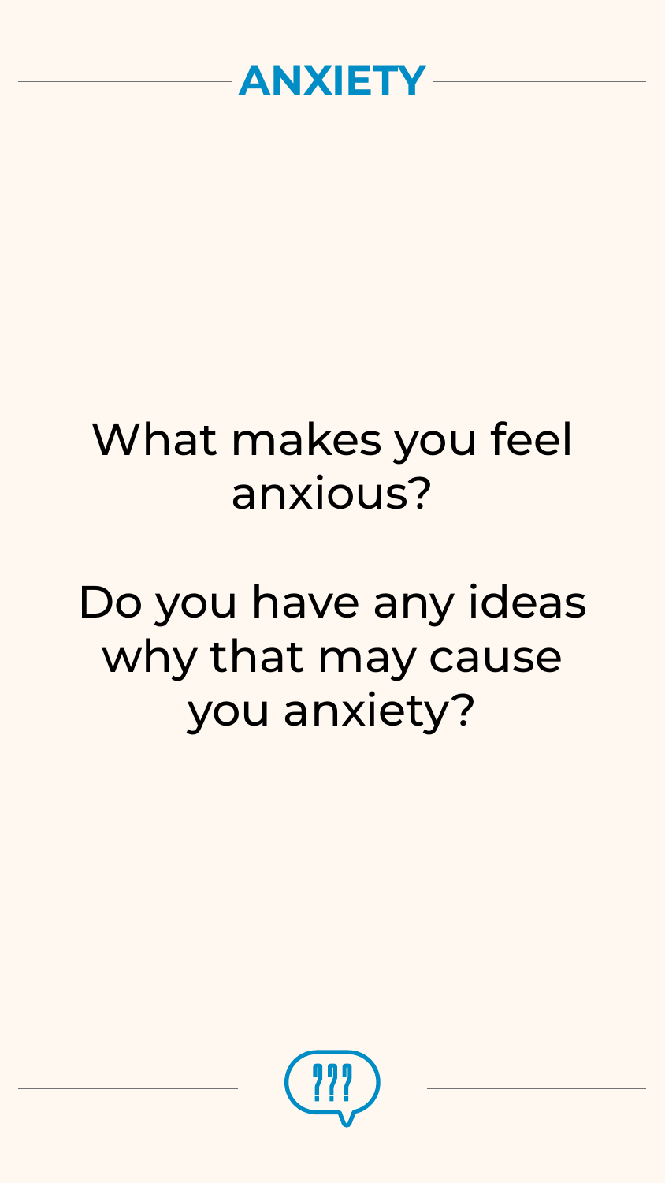## ANXIETY

What makes you feel anxious?

Do you have any ideas why that may cause you anxiety?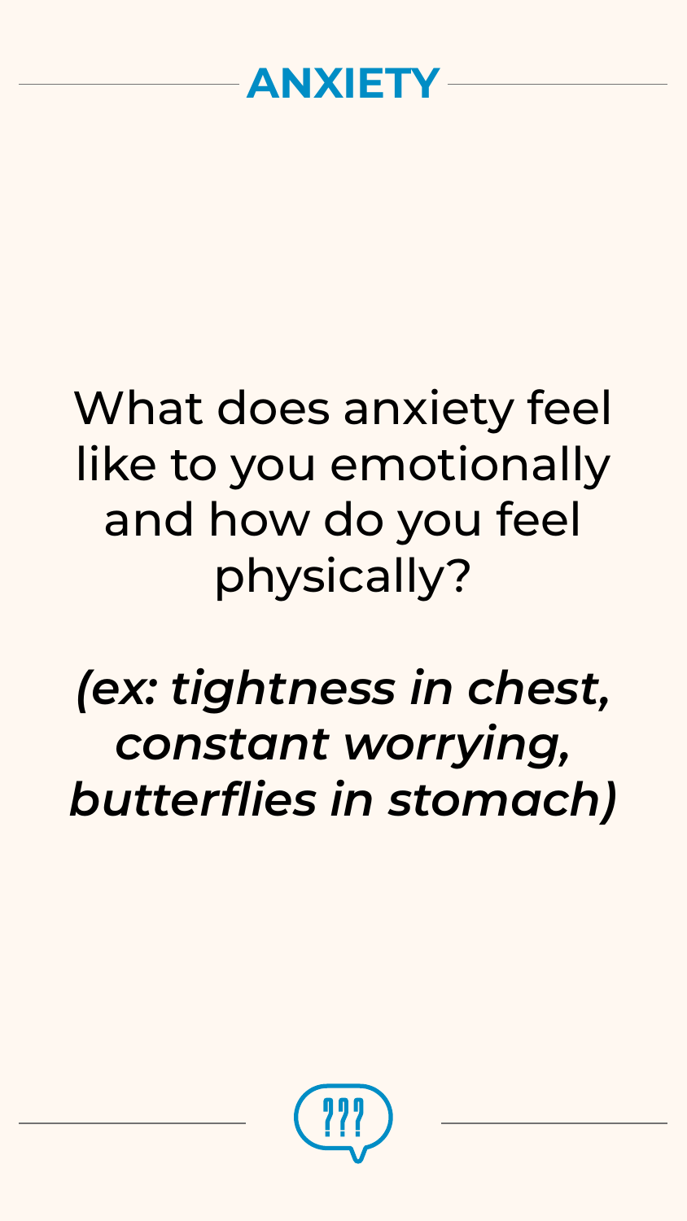## ANXIETY

What does anxiety feel like to you emotionally and how do you feel physically?

***(ex: tightness in chest, constant worrying, butterflies in stomach)***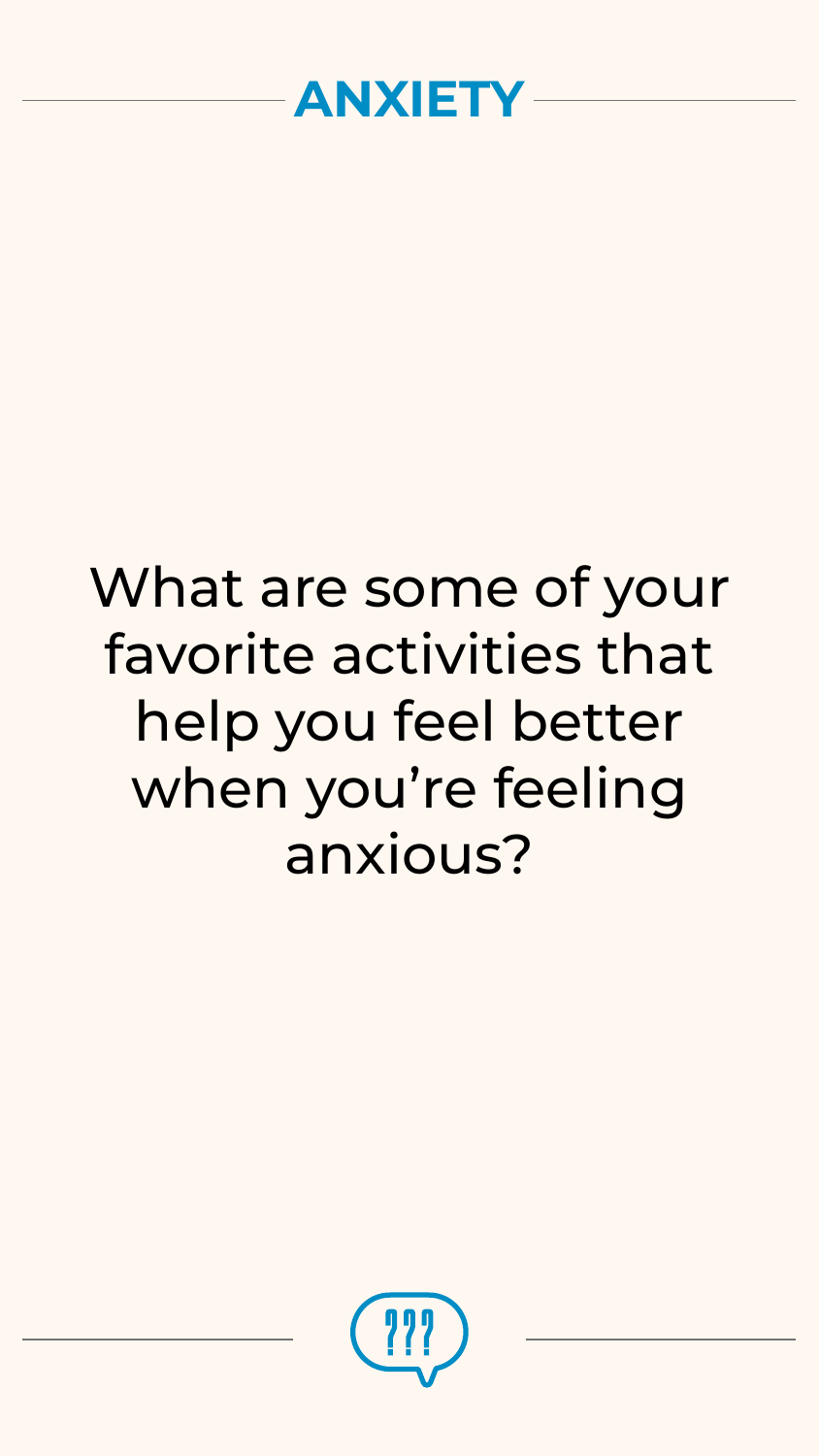## ANXIETY

What are some of your favorite activities that help you feel better when you're feeling anxious?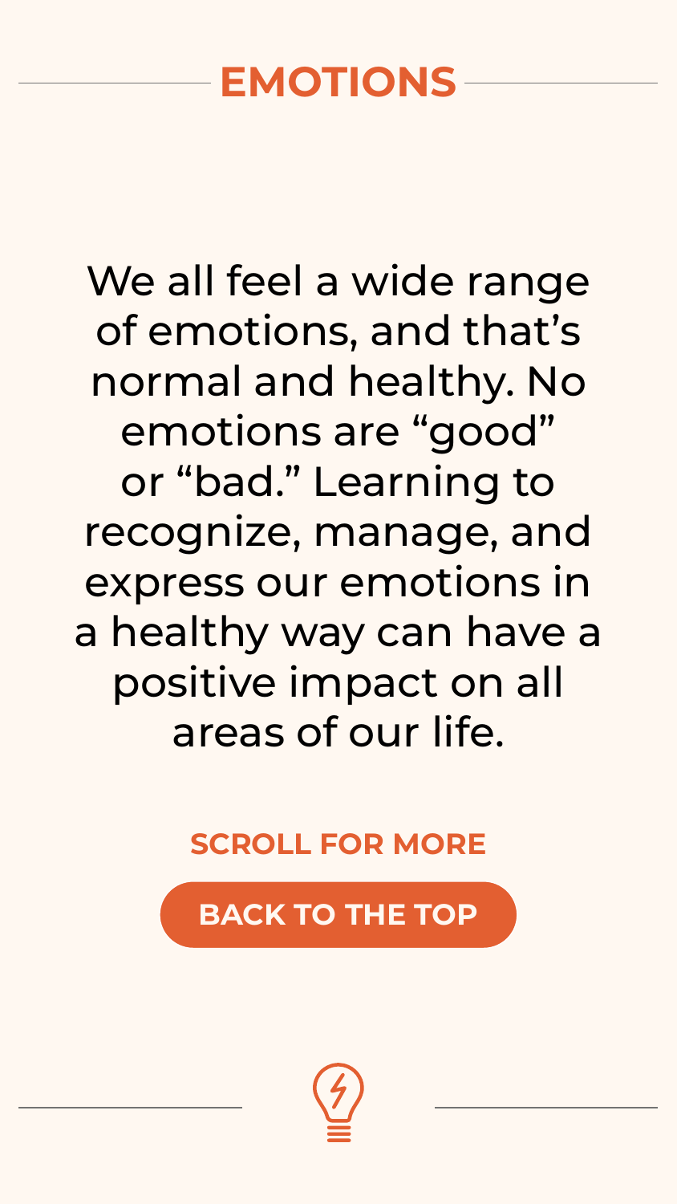# EMOTIONS

We all feel a wide range of emotions, and that's normal and healthy. No emotions are "good" or "bad." Learning to recognize, manage, and express our emotions in a healthy way can have a positive impact on all areas of our life.

**SCROLL FOR MORE**

**BACK TO THE TOP**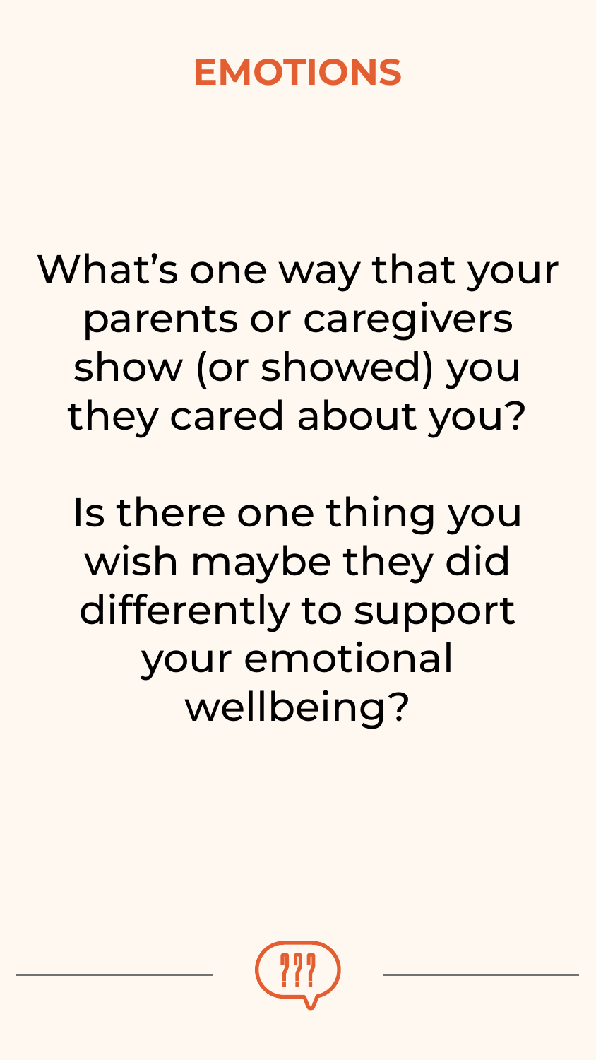## EMOTIONS

What's one way that your parents or caregivers show (or showed) you they cared about you?

Is there one thing you wish maybe they did differently to support your emotional wellbeing?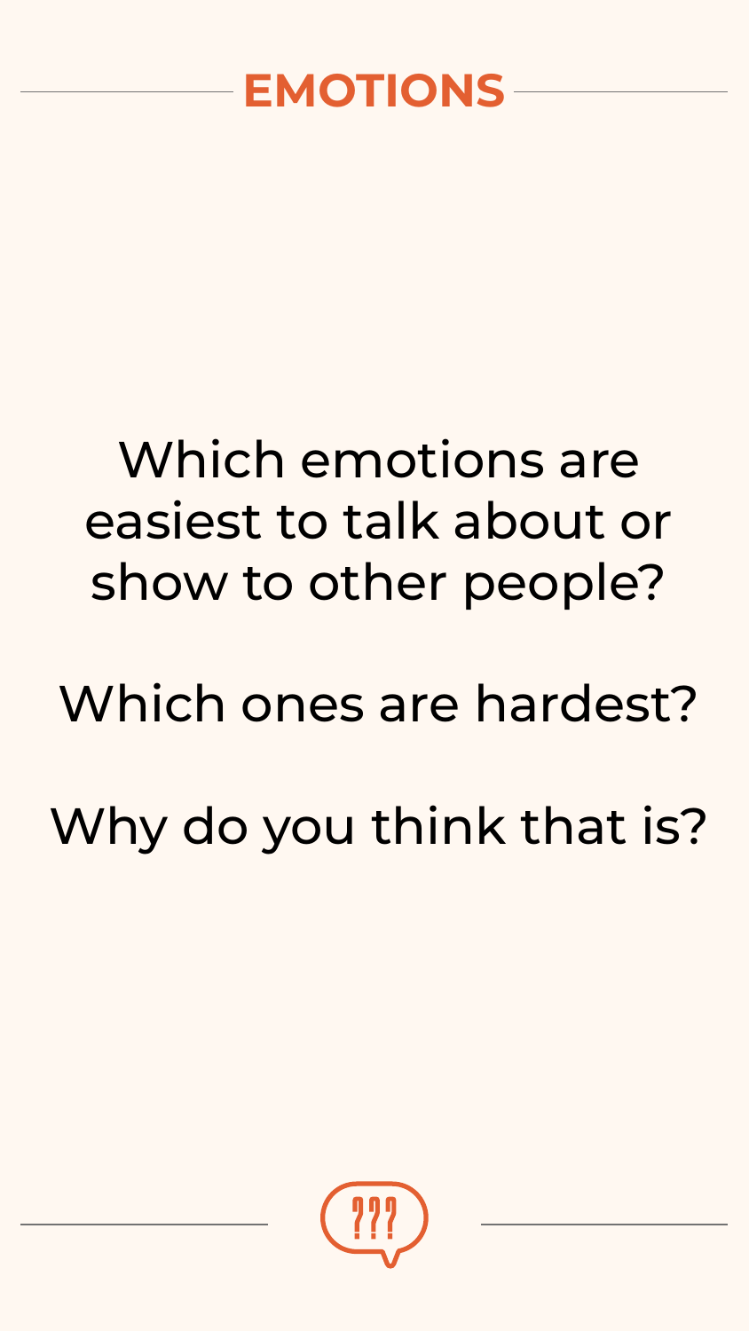## EMOTIONS

Which emotions are easiest to talk about or show to other people?

Which ones are hardest?

Why do you think that is?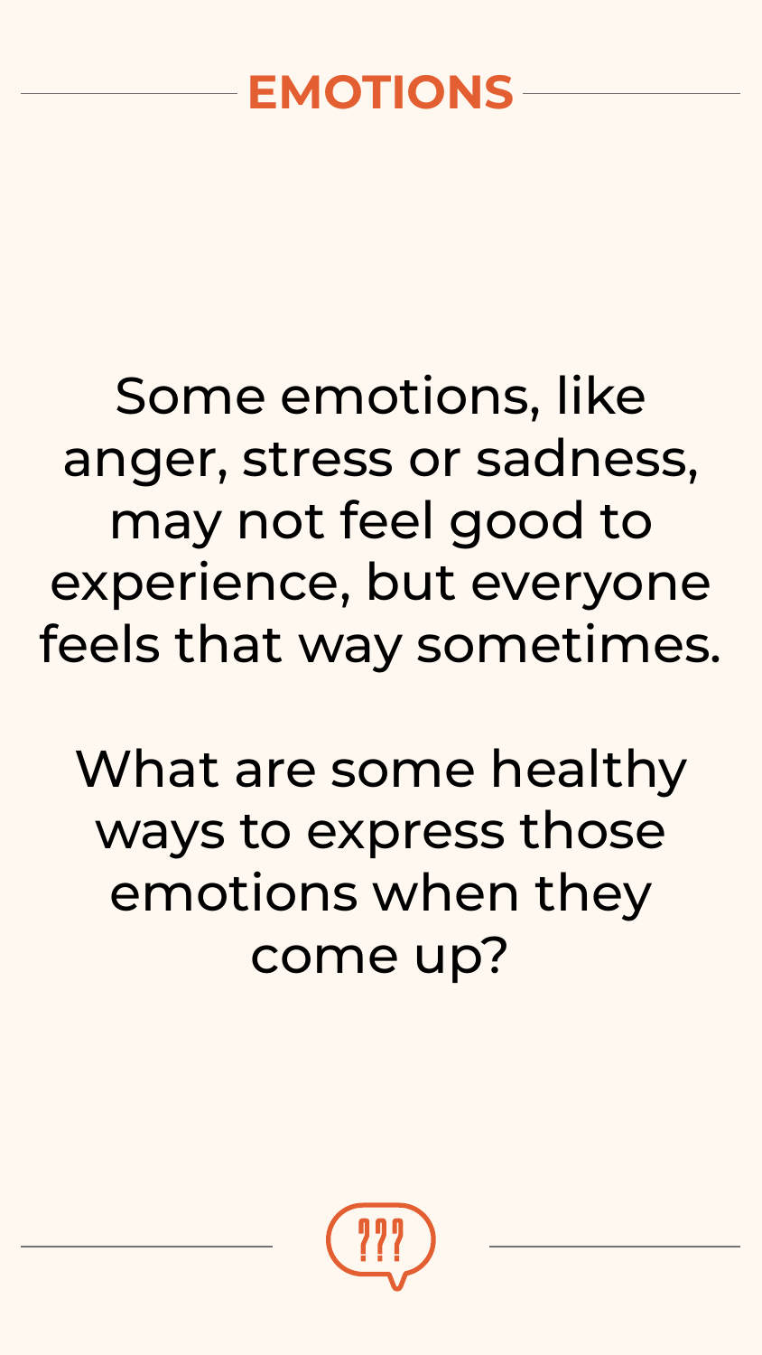# EMOTIONS

Some emotions, like anger, stress or sadness, may not feel good to experience, but everyone feels that way sometimes.

What are some healthy ways to express those emotions when they come up?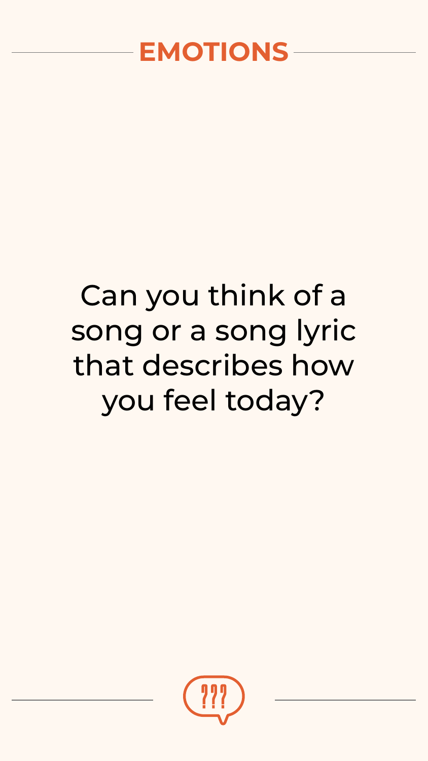## EMOTIONS

Can you think of a song or a song lyric that describes how you feel today?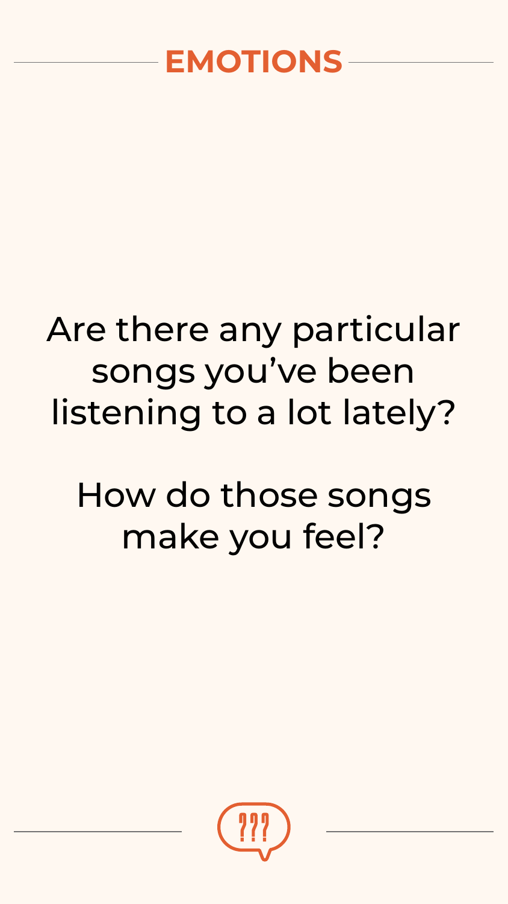# EMOTIONS

Are there any particular songs you've been listening to a lot lately?

How do those songs make you feel?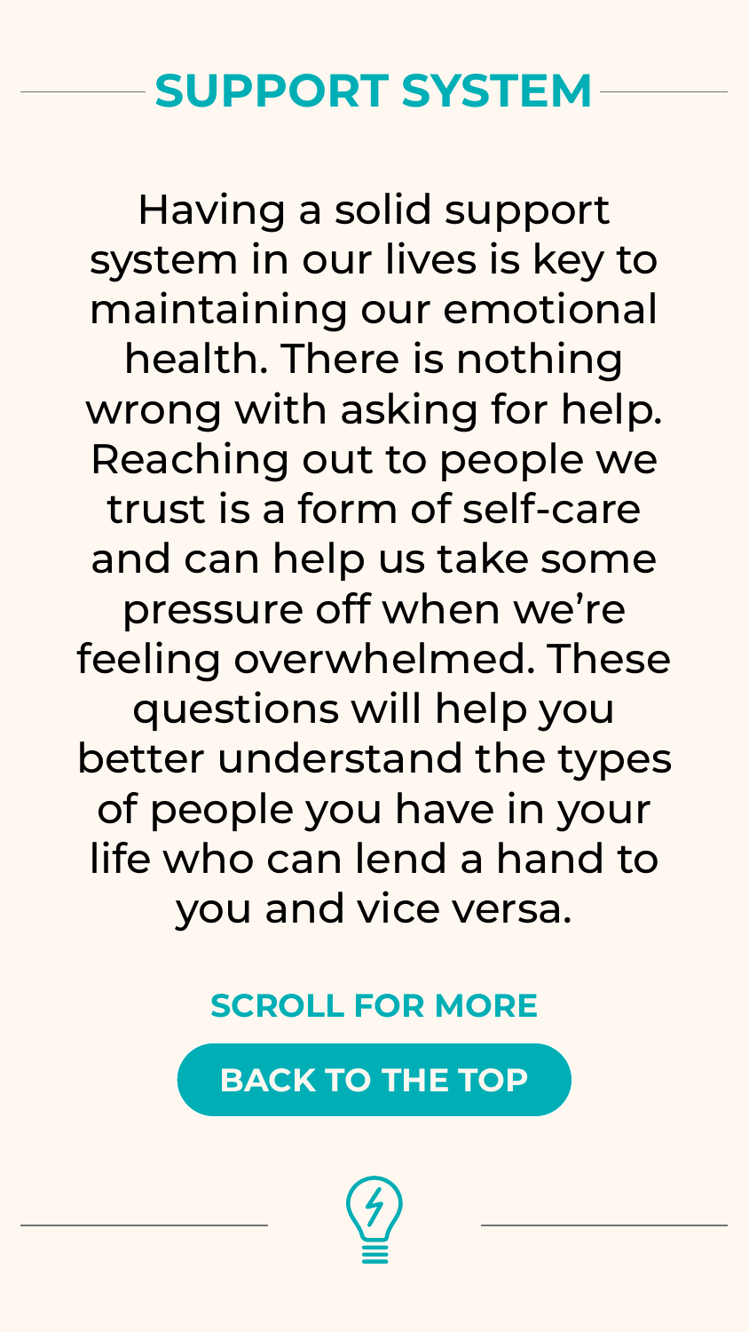## SUPPORT SYSTEM

Having a solid support system in our lives is key to maintaining our emotional health. There is nothing wrong with asking for help. Reaching out to people we trust is a form of self-care and can help us take some pressure off when we're feeling overwhelmed. These questions will help you better understand the types of people you have in your life who can lend a hand to you and vice versa.

**SCROLL FOR MORE**

**BACK TO THE TOP**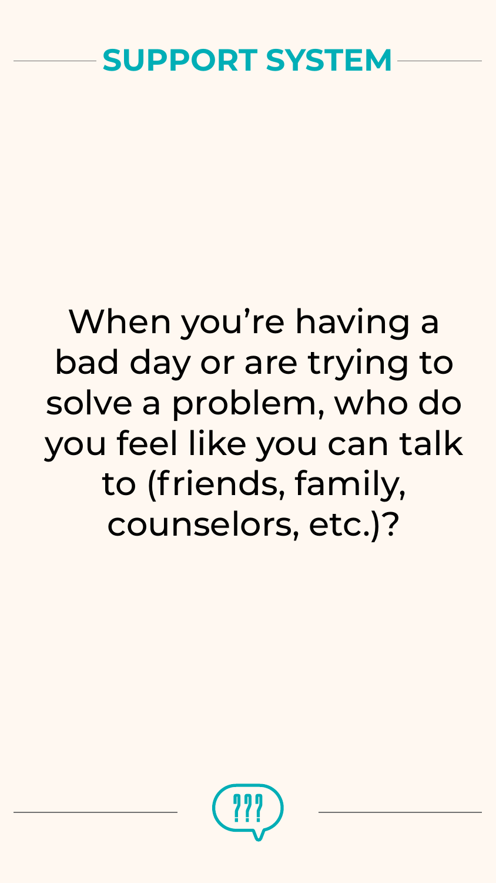## SUPPORT SYSTEM

When you're having a bad day or are trying to solve a problem, who do you feel like you can talk to (friends, family, counselors, etc.)?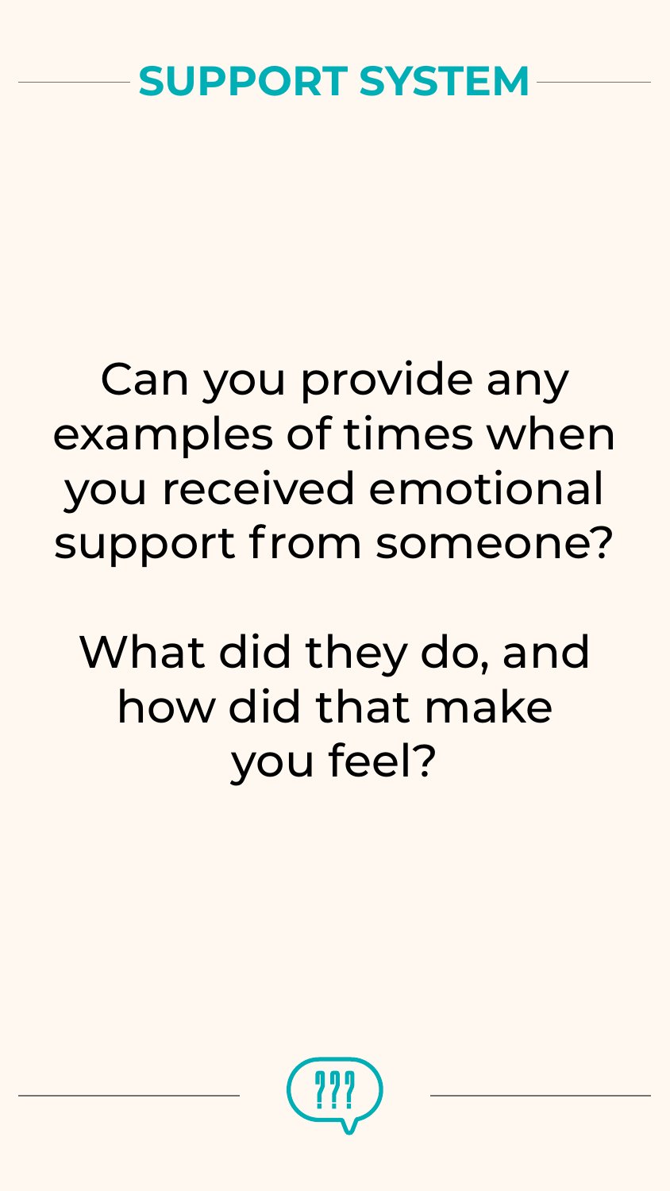## SUPPORT SYSTEM

Can you provide any examples of times when you received emotional support from someone?

What did they do, and how did that make you feel?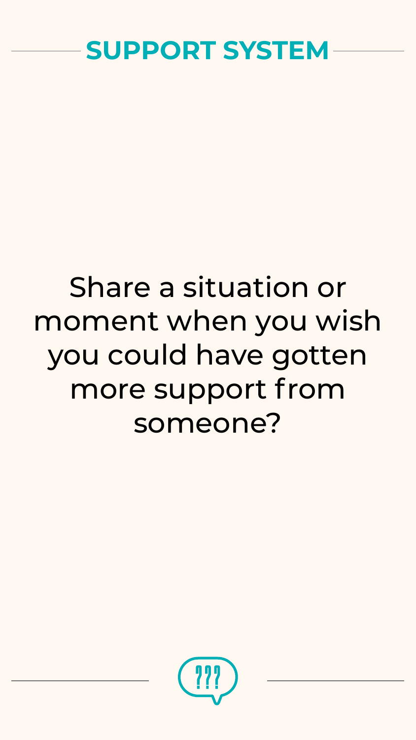## SUPPORT SYSTEM

Share a situation or moment when you wish you could have gotten more support from someone?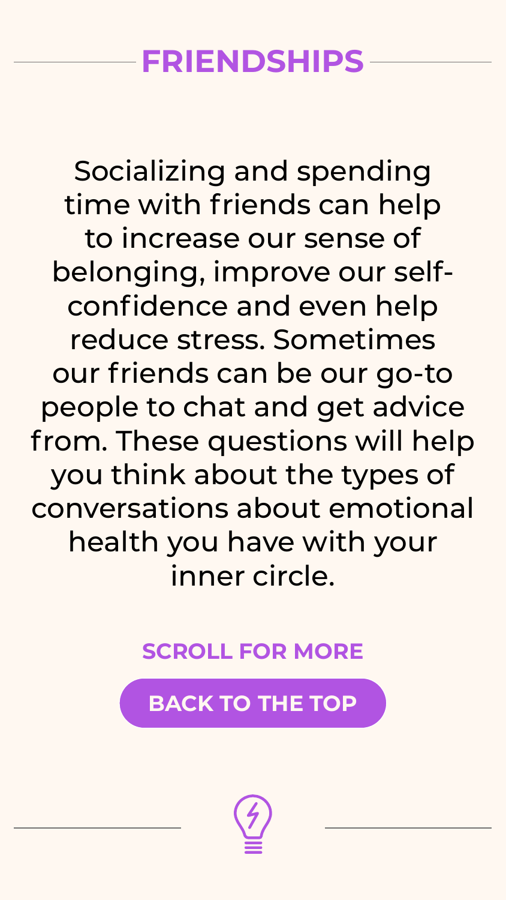## FRIENDSHIPS

Socializing and spending time with friends can help to increase our sense of belonging, improve our self-confidence and even help reduce stress. Sometimes our friends can be our go-to people to chat and get advice from. These questions will help you think about the types of conversations about emotional health you have with your inner circle.

**SCROLL FOR MORE**

**BACK TO THE TOP**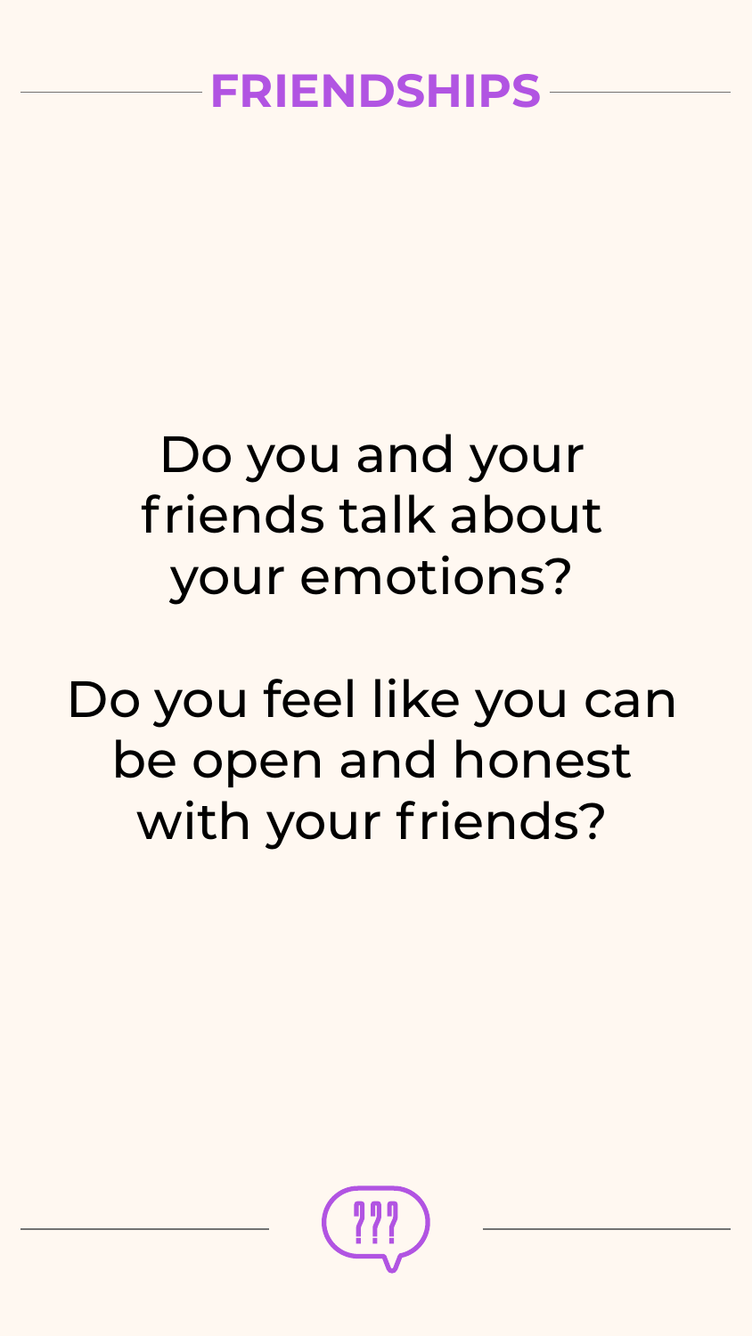## FRIENDSHIPS

Do you and your friends talk about your emotions?

Do you feel like you can be open and honest with your friends?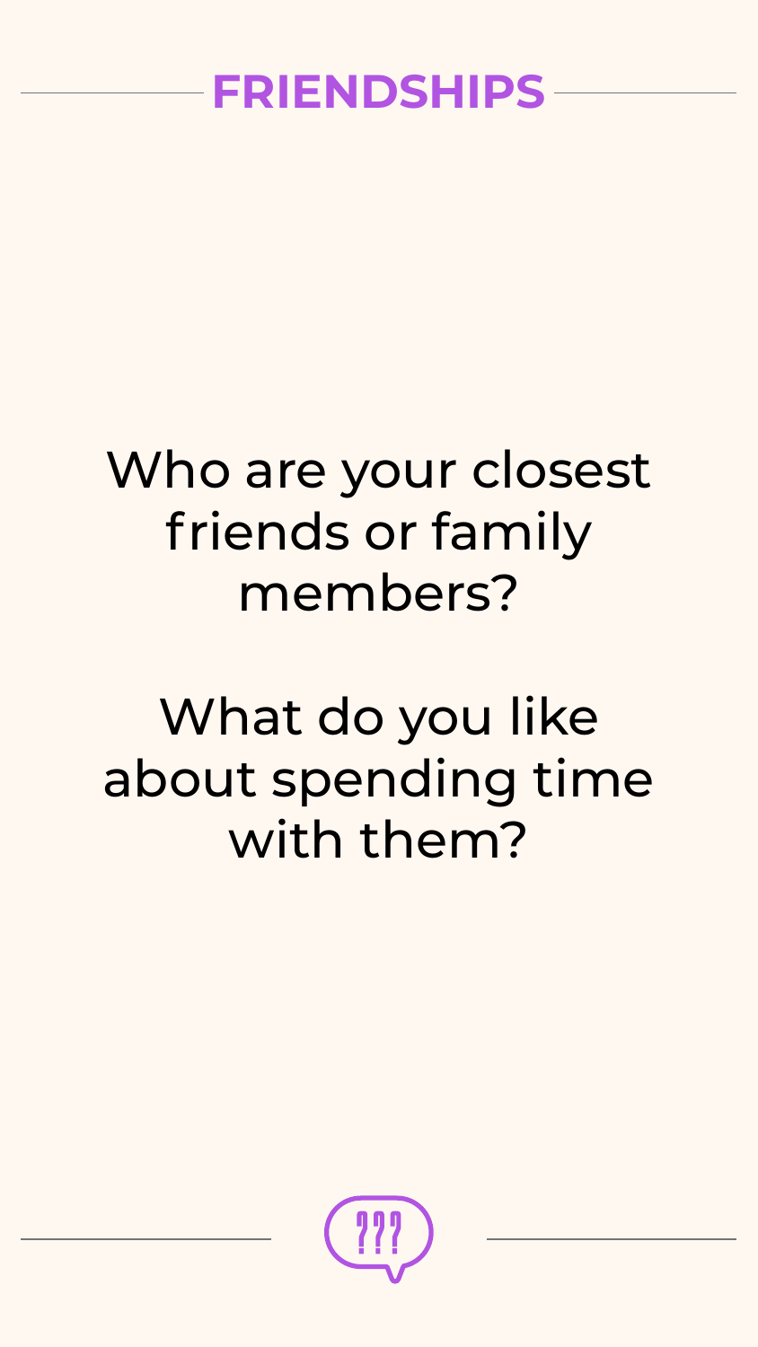## FRIENDSHIPS

Who are your closest friends or family members?

What do you like about spending time with them?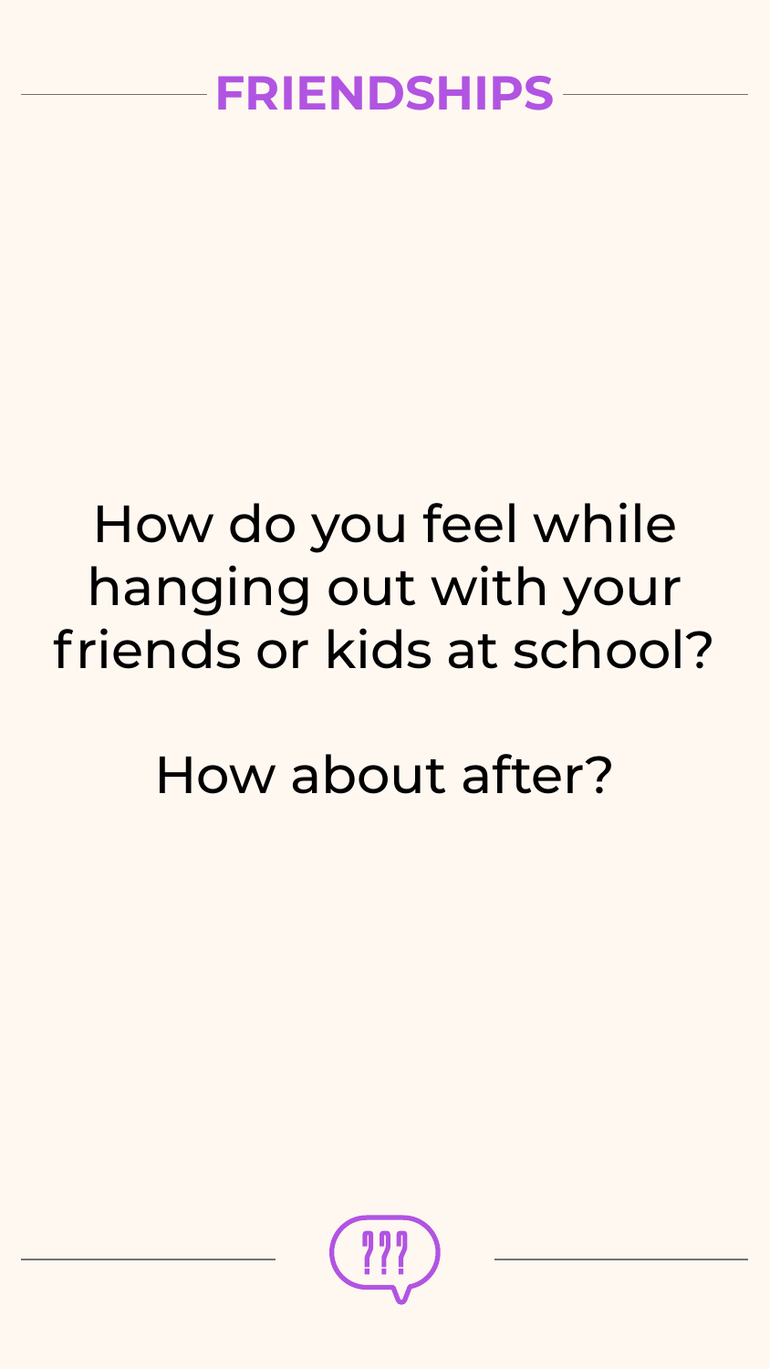## FRIENDSHIPS

How do you feel while hanging out with your friends or kids at school?

How about after?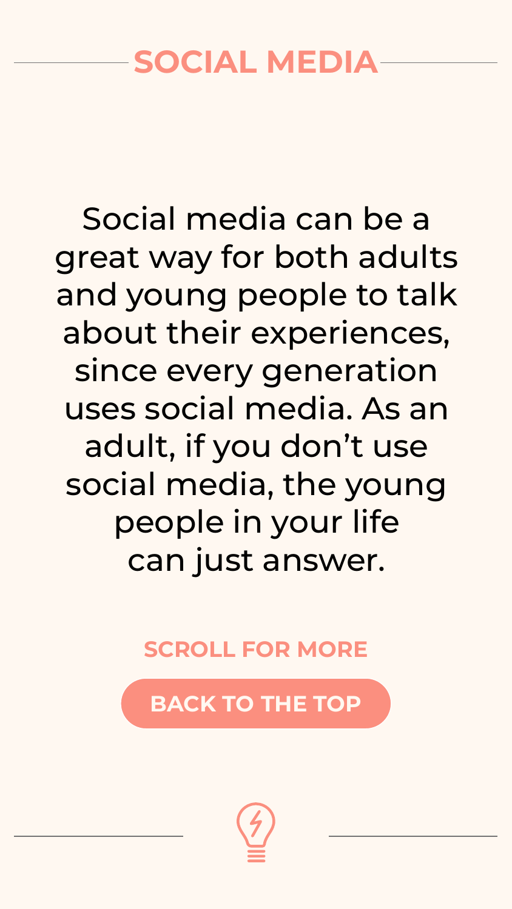## SOCIAL MEDIA

Social media can be a great way for both adults and young people to talk about their experiences, since every generation uses social media. As an adult, if you don't use social media, the young people in your life can just answer.

**SCROLL FOR MORE**

**BACK TO THE TOP**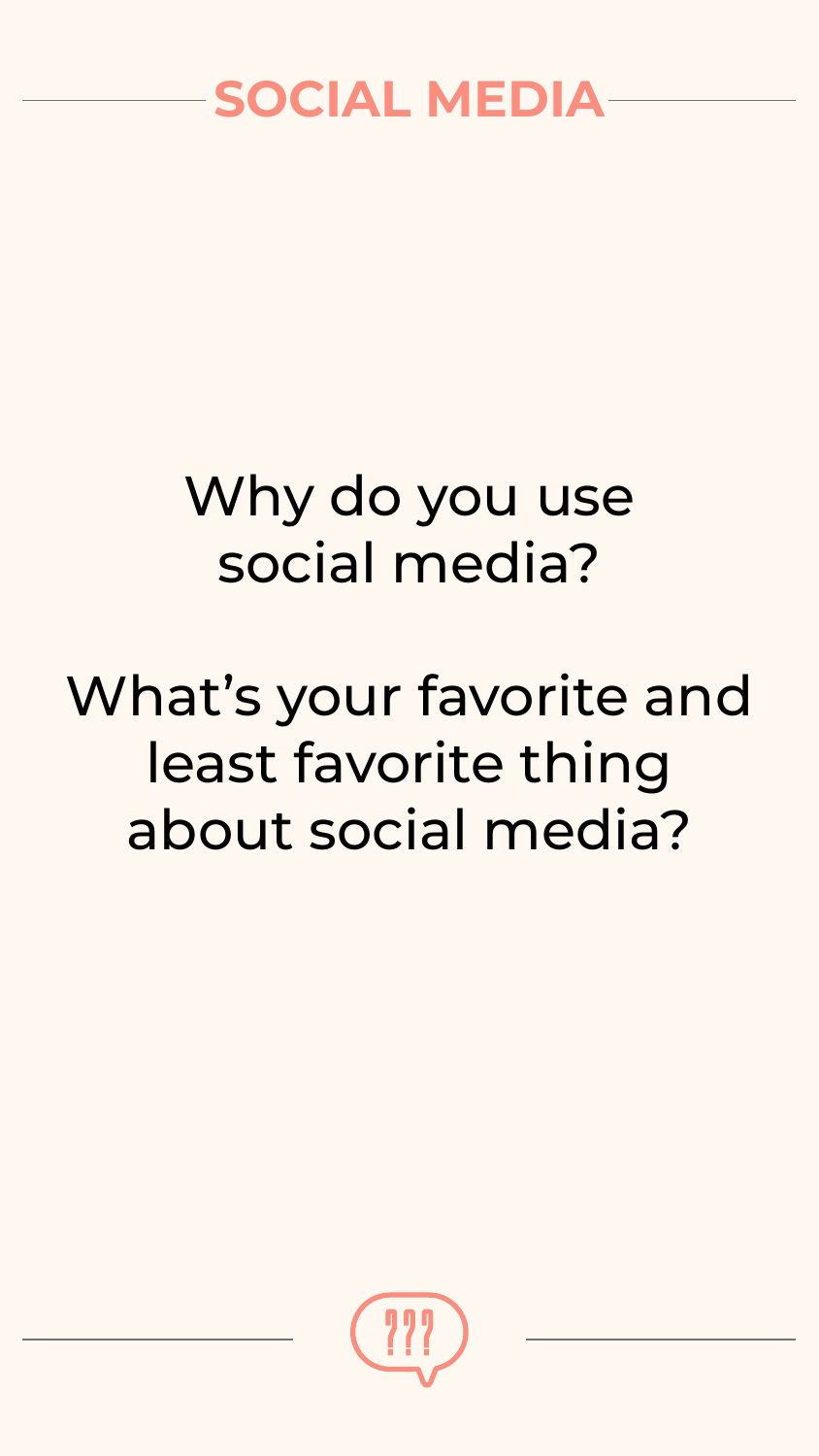## SOCIAL MEDIA

Why do you use social media?

What's your favorite and least favorite thing about social media?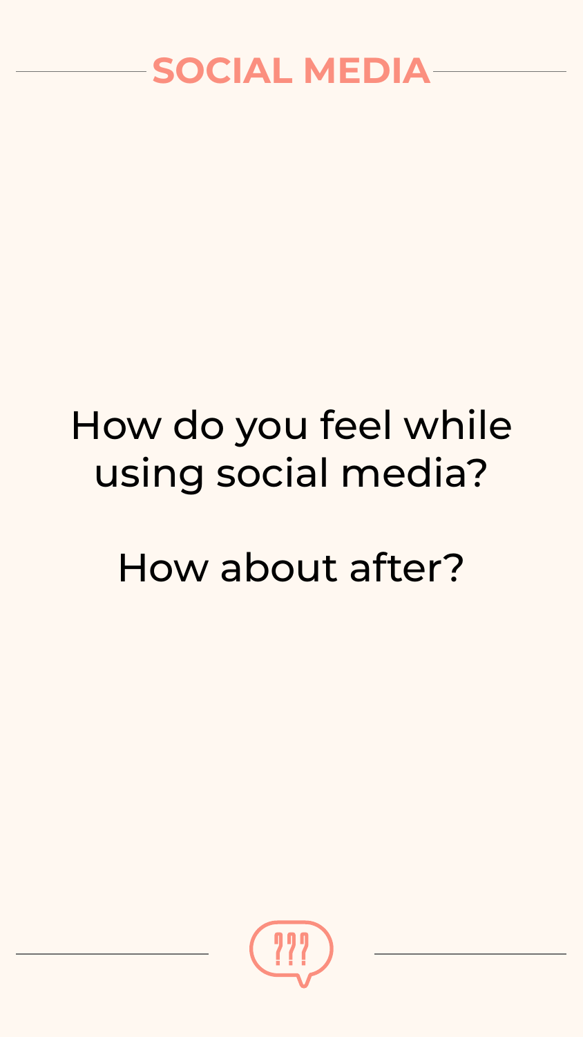## SOCIAL MEDIA

How do you feel while using social media?

How about after?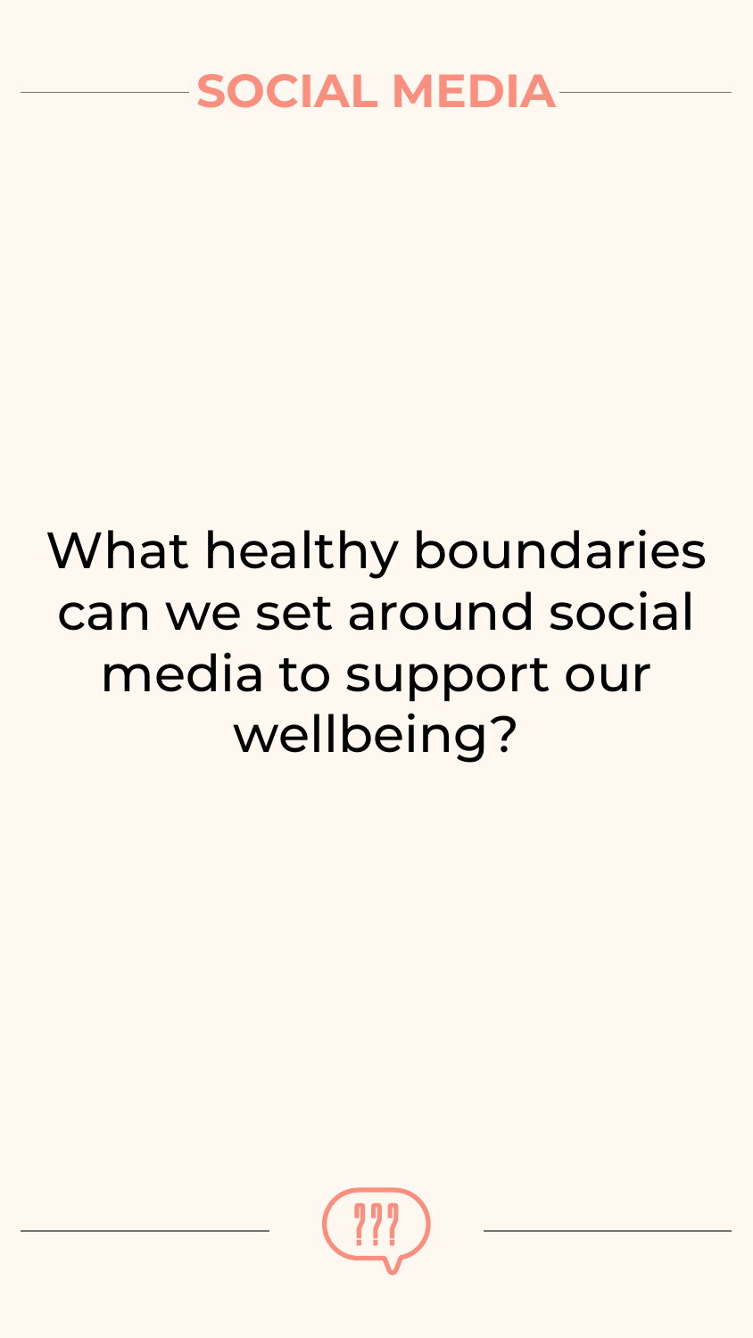## SOCIAL MEDIA

What healthy boundaries can we set around social media to support our wellbeing?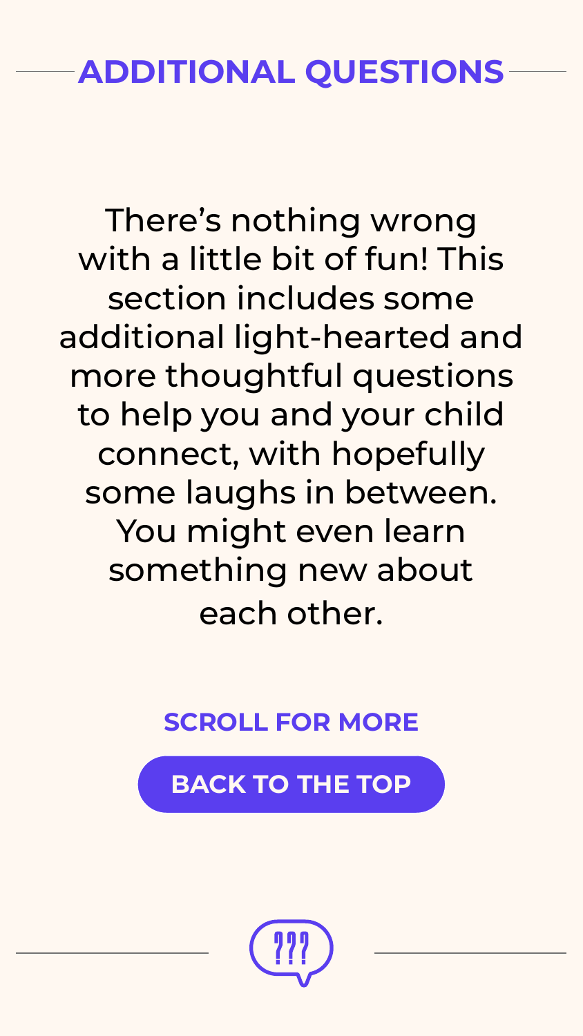## ADDITIONAL QUESTIONS

There's nothing wrong with a little bit of fun! This section includes some additional light-hearted and more thoughtful questions to help you and your child connect, with hopefully some laughs in between. You might even learn something new about each other.

**SCROLL FOR MORE**

**BACK TO THE TOP**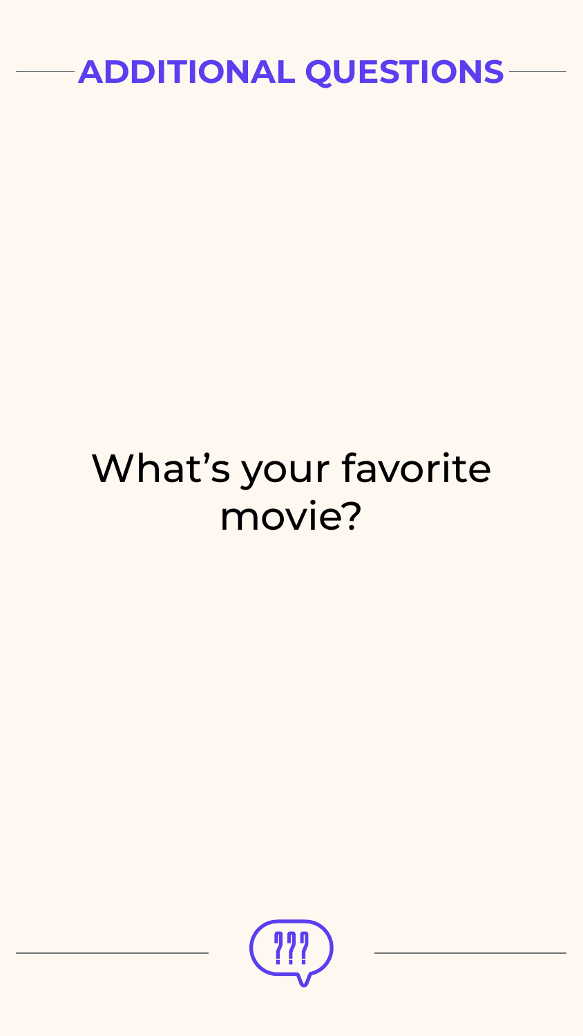## ADDITIONAL QUESTIONS

What's your favorite movie?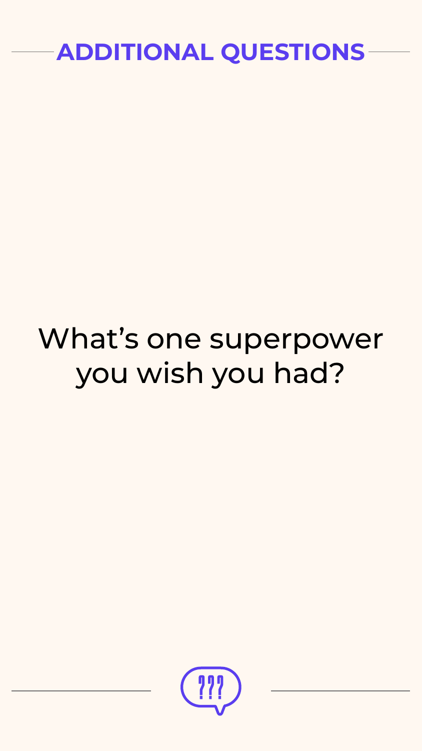## ADDITIONAL QUESTIONS

What's one superpower you wish you had?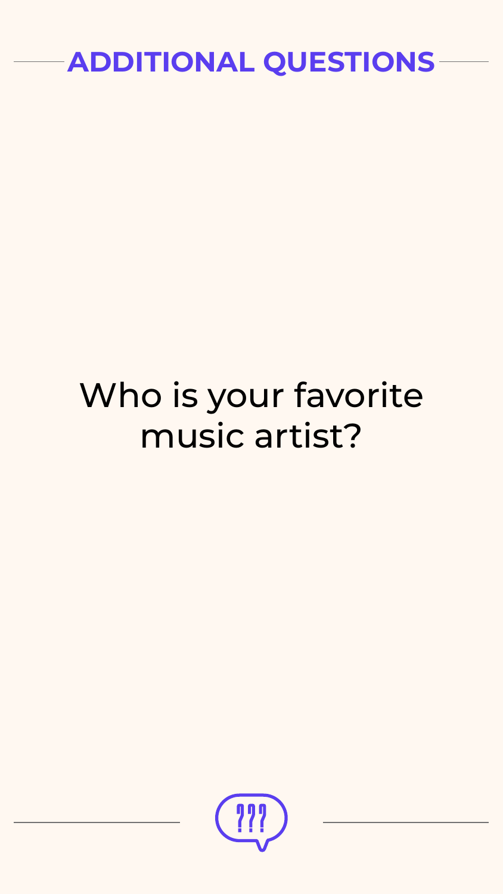## ADDITIONAL QUESTIONS

Who is your favorite music artist?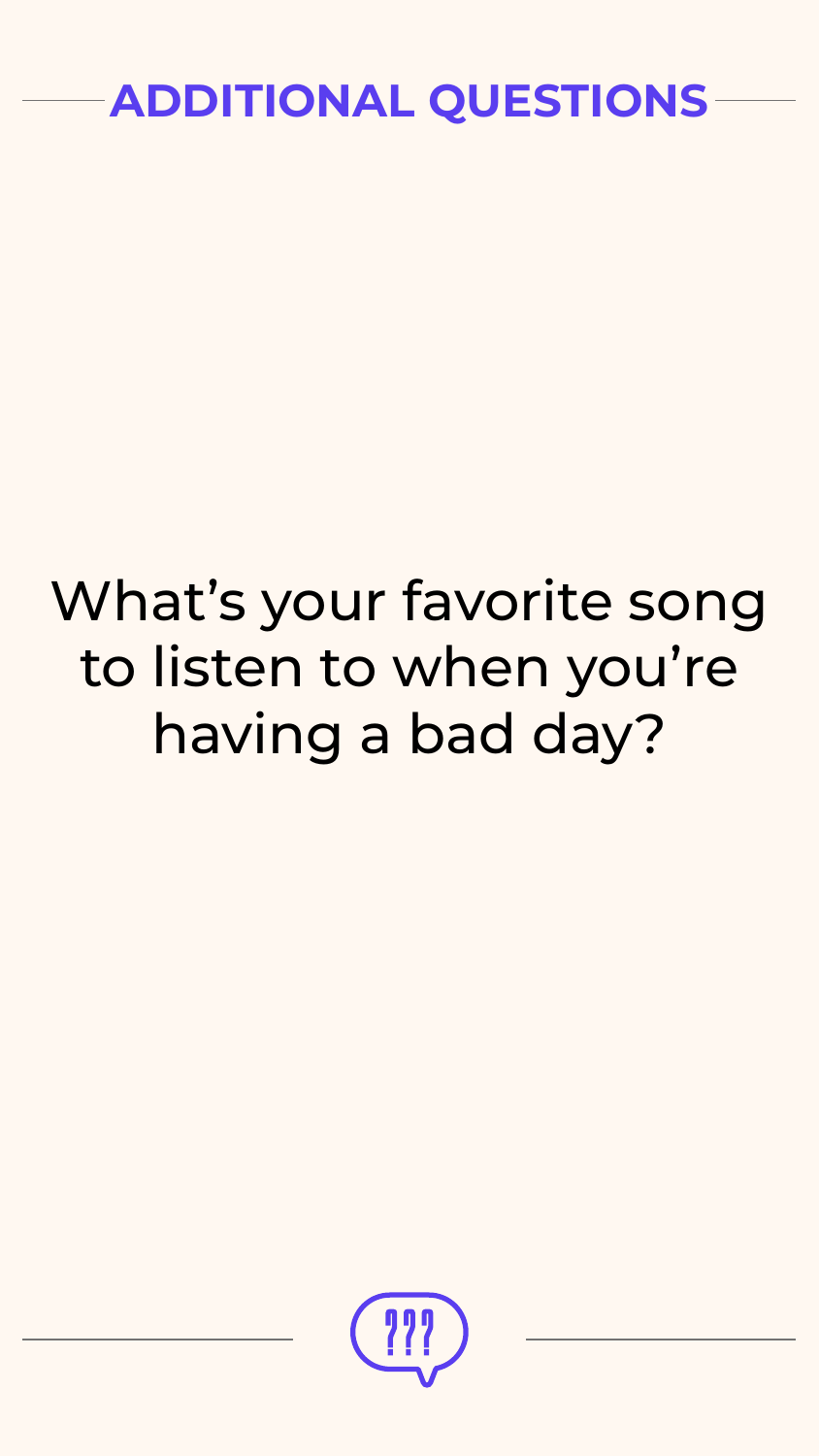## ADDITIONAL QUESTIONS

What's your favorite song to listen to when you're having a bad day?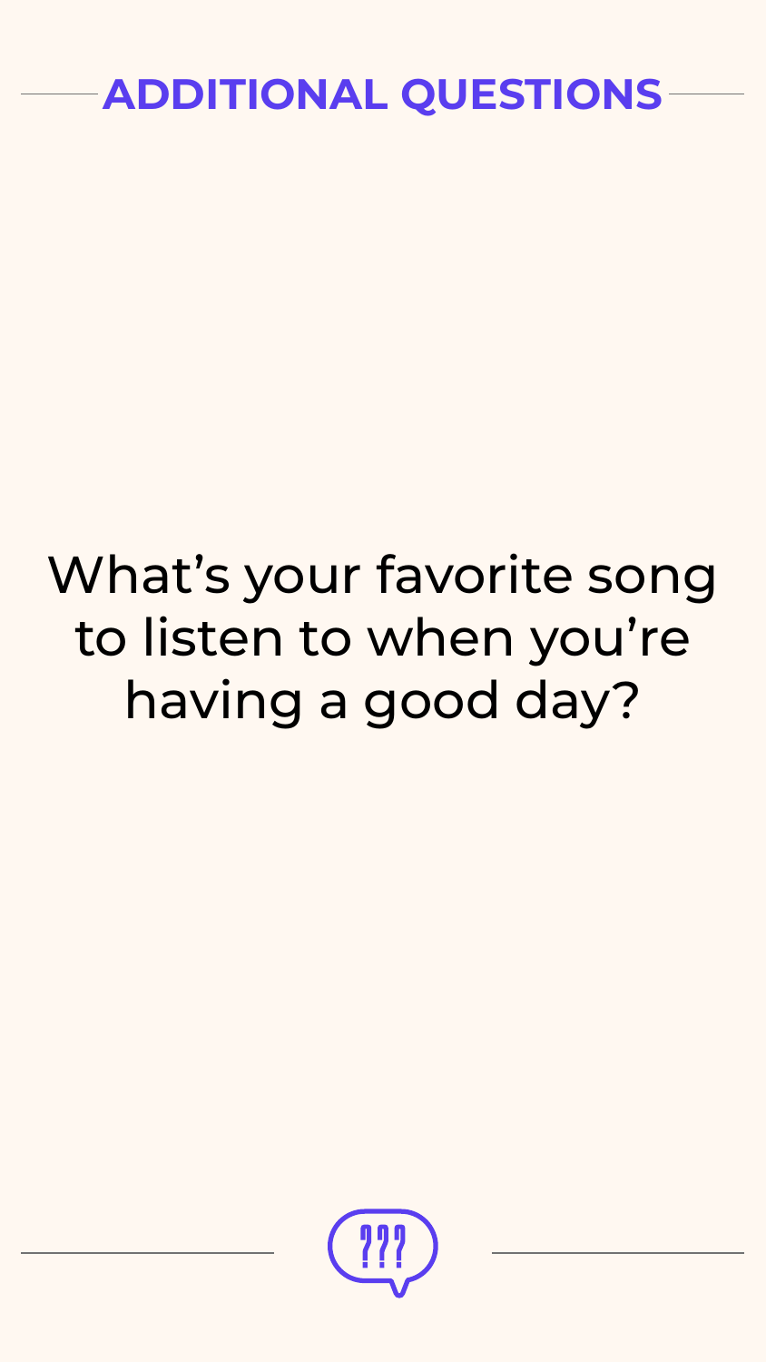## ADDITIONAL QUESTIONS

What's your favorite song to listen to when you're having a good day?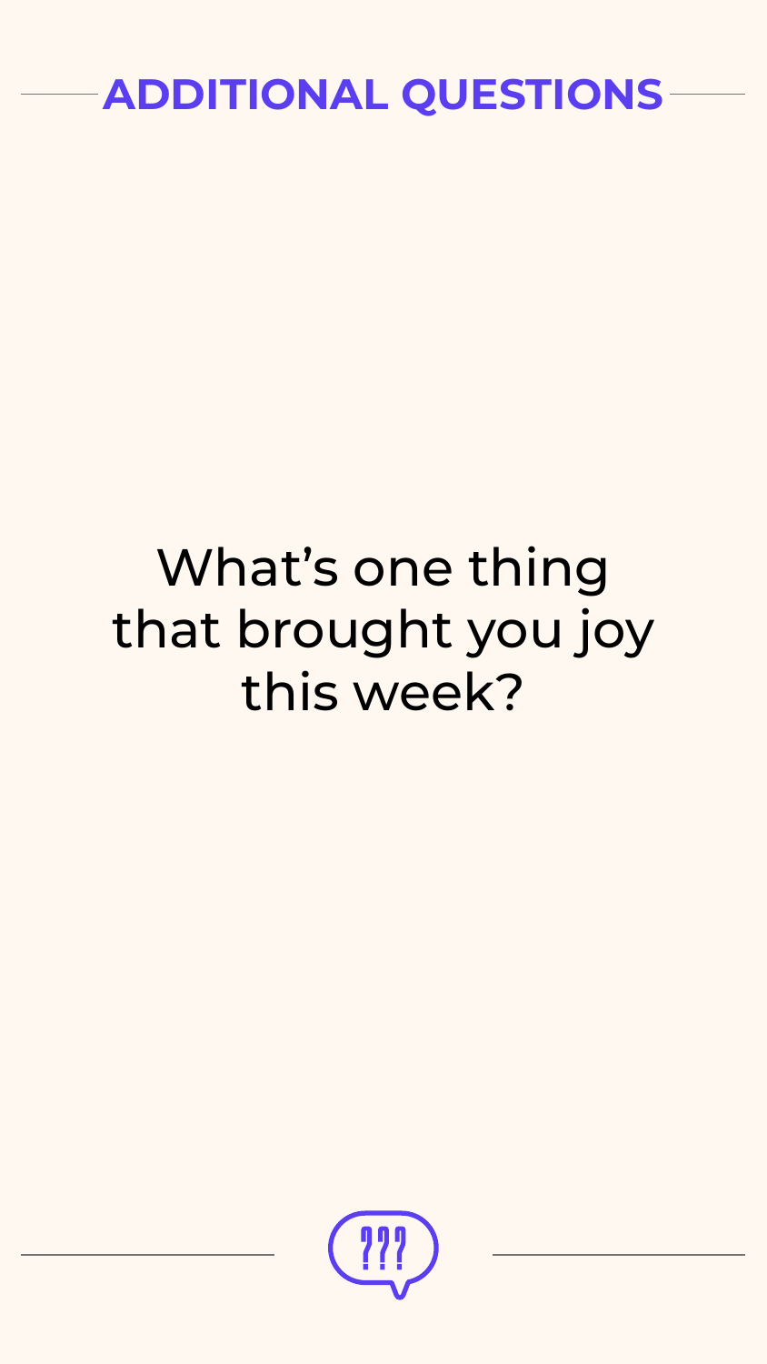## ADDITIONAL QUESTIONS

What's one thing that brought you joy this week?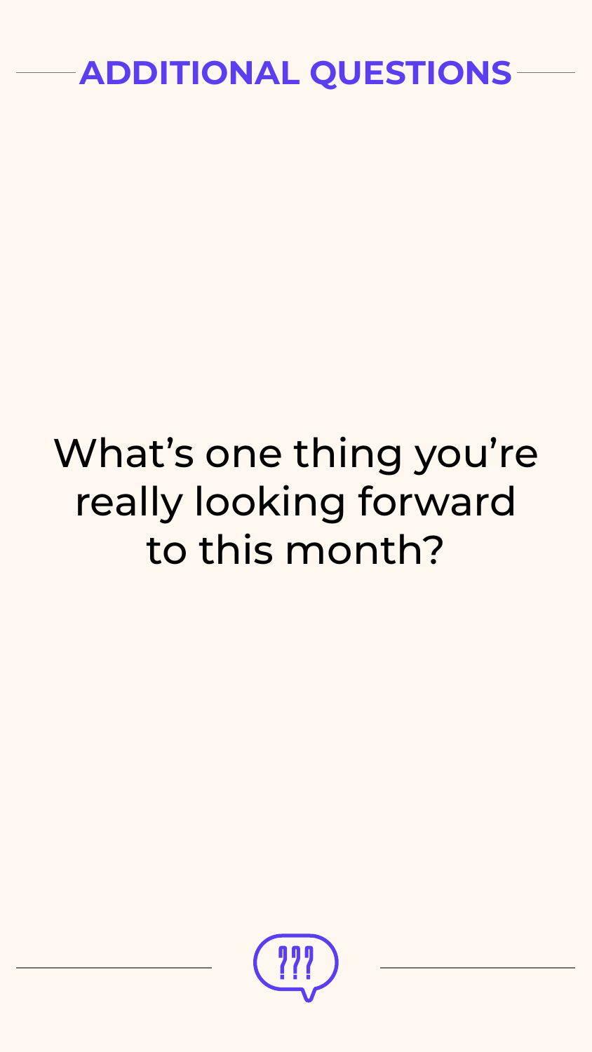## ADDITIONAL QUESTIONS

What's one thing you're really looking forward to this month?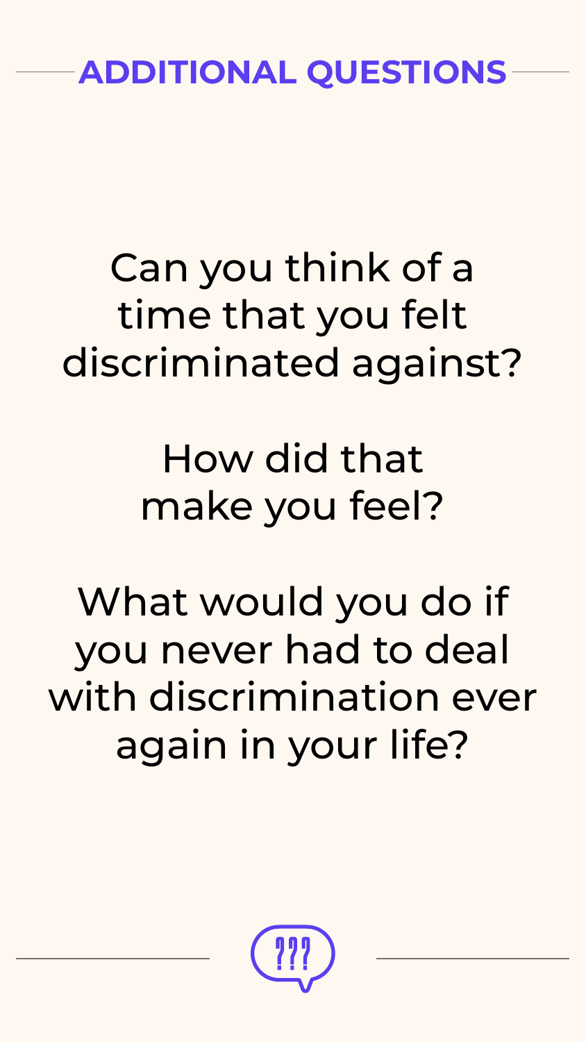## ADDITIONAL QUESTIONS

Can you think of a time that you felt discriminated against?

How did that make you feel?

What would you do if you never had to deal with discrimination ever again in your life?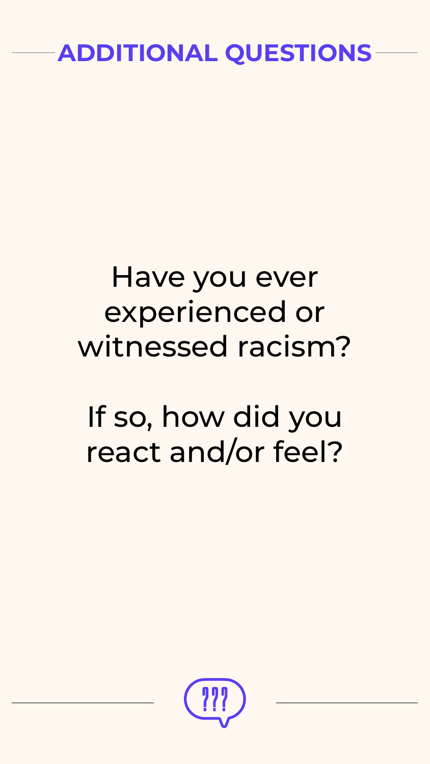## ADDITIONAL QUESTIONS

Have you ever experienced or witnessed racism?

If so, how did you react and/or feel?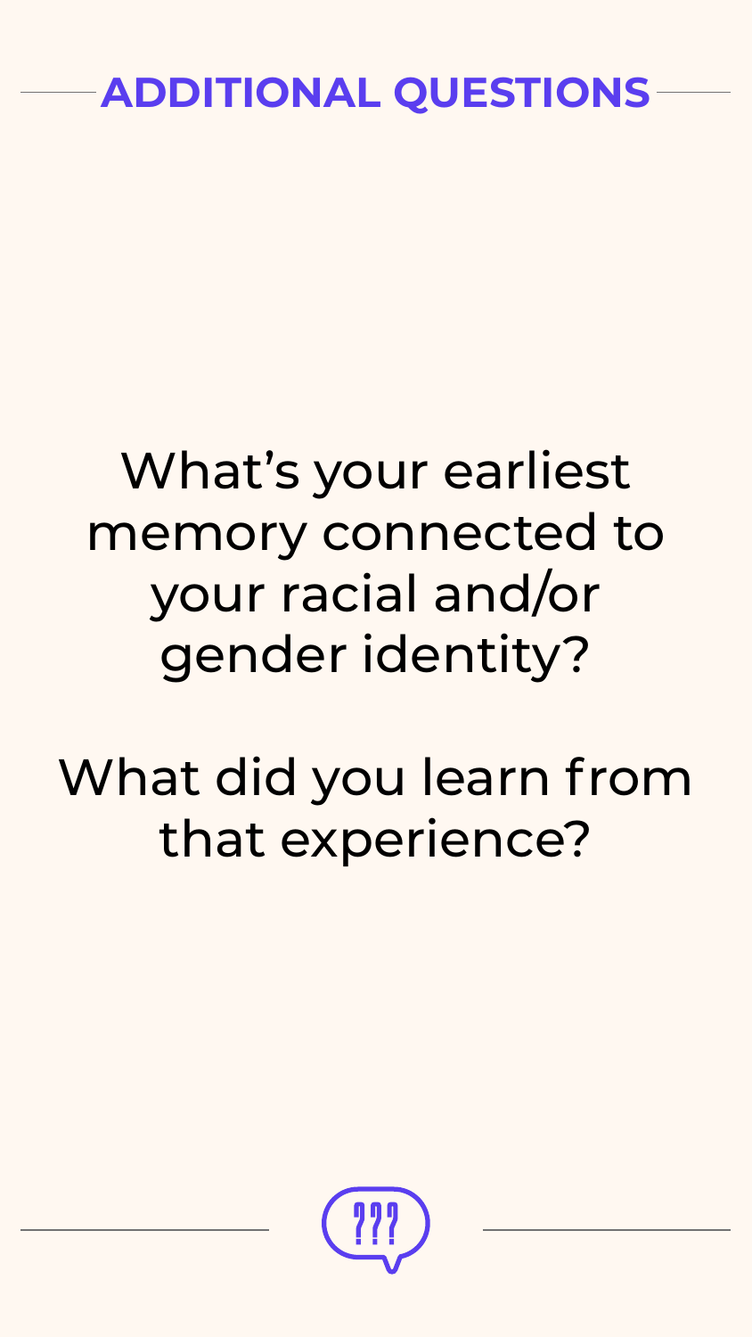## ADDITIONAL QUESTIONS

What's your earliest memory connected to your racial and/or gender identity?

What did you learn from that experience?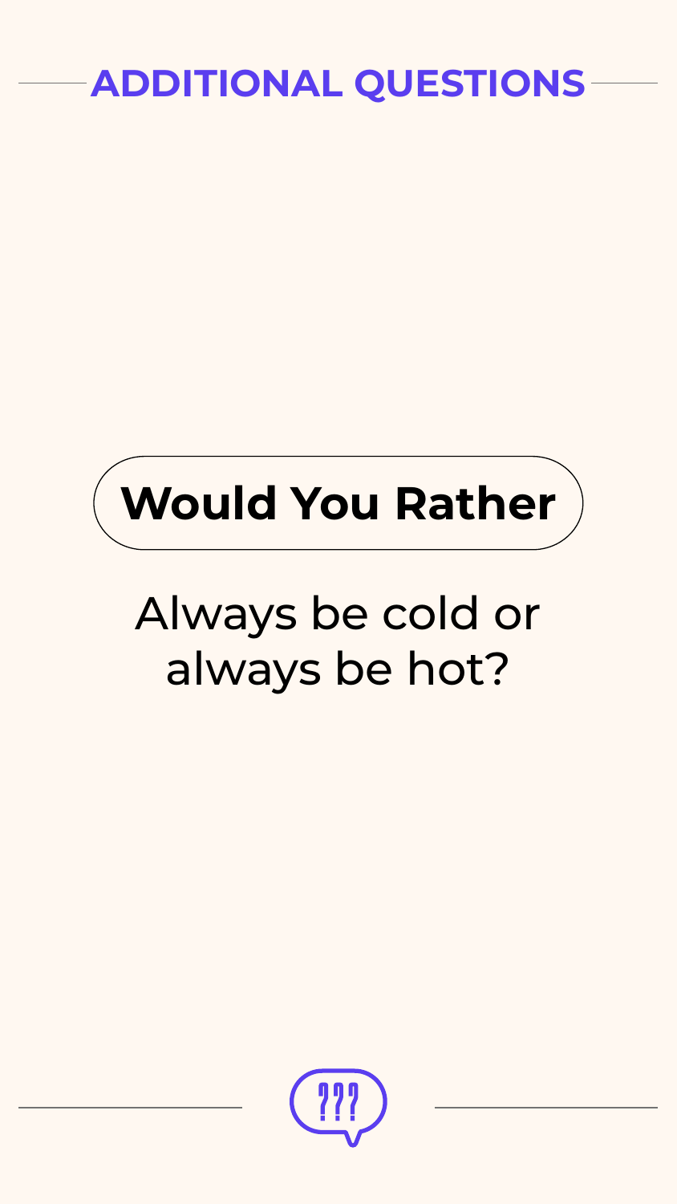## ADDITIONAL QUESTIONS

### Would You Rather

Always be cold or always be hot?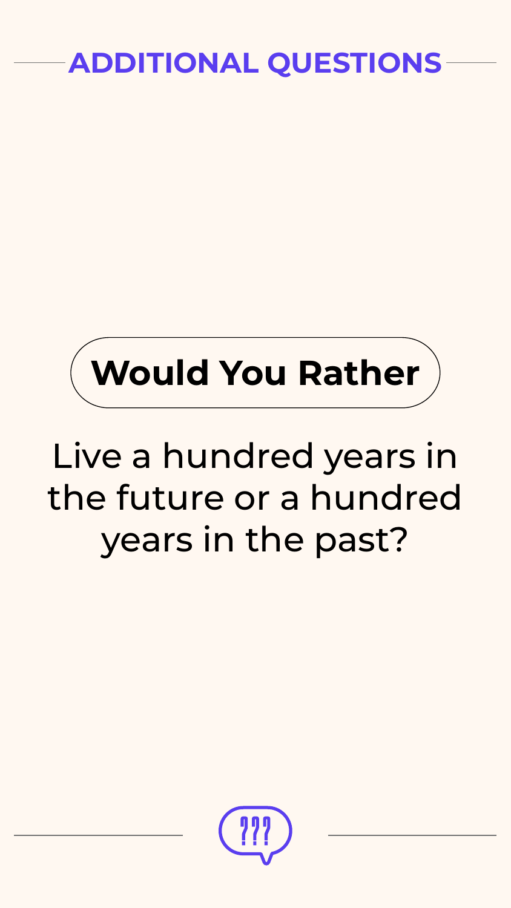## ADDITIONAL QUESTIONS

**Would You Rather**

Live a hundred years in the future or a hundred years in the past?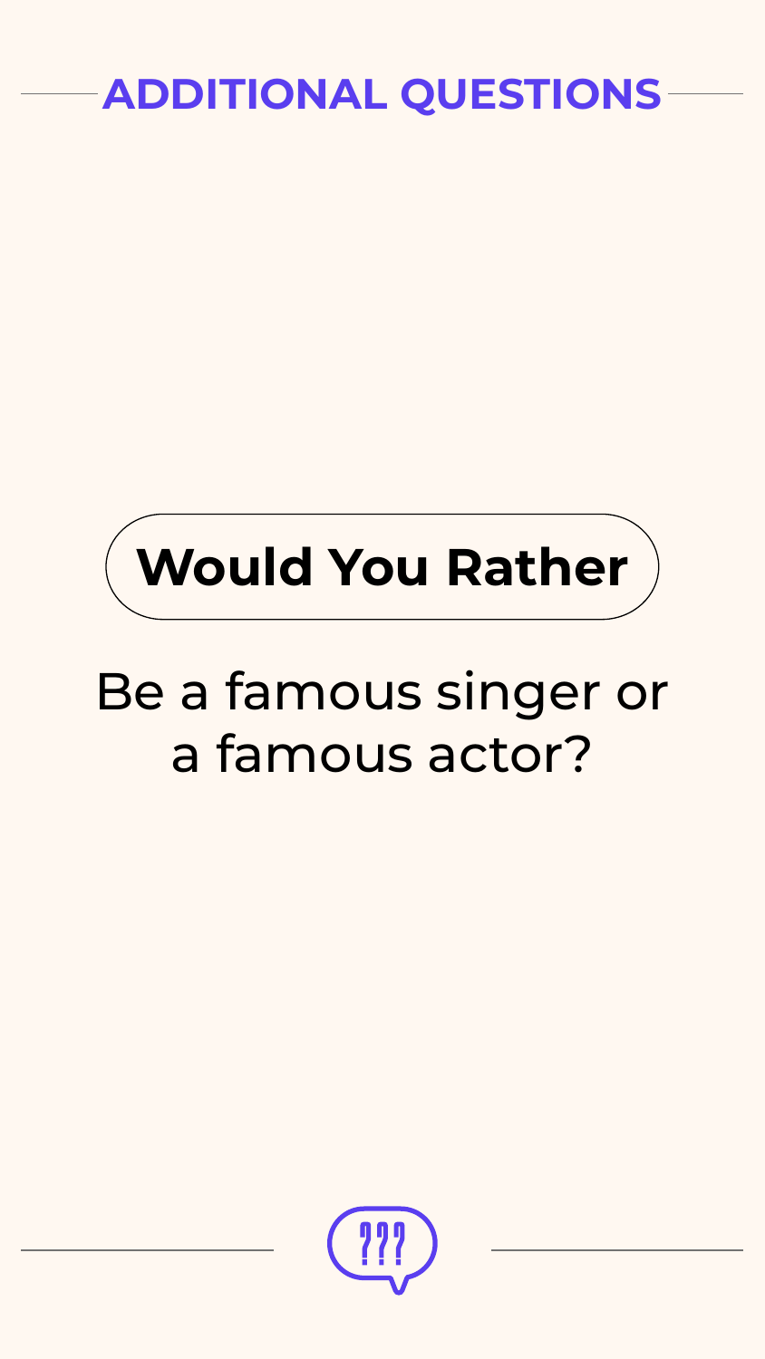## ADDITIONAL QUESTIONS

### Would You Rather

Be a famous singer or a famous actor?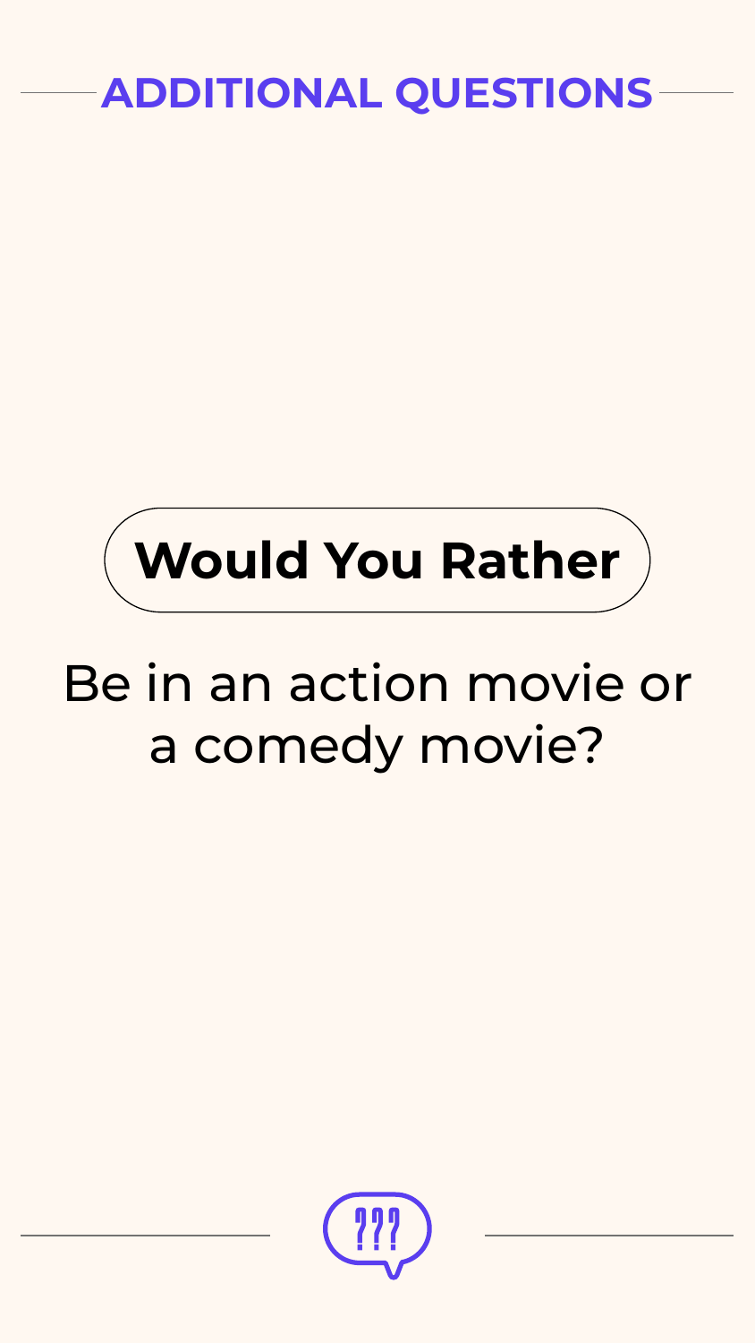## ADDITIONAL QUESTIONS

**Would You Rather**

Be in an action movie or a comedy movie?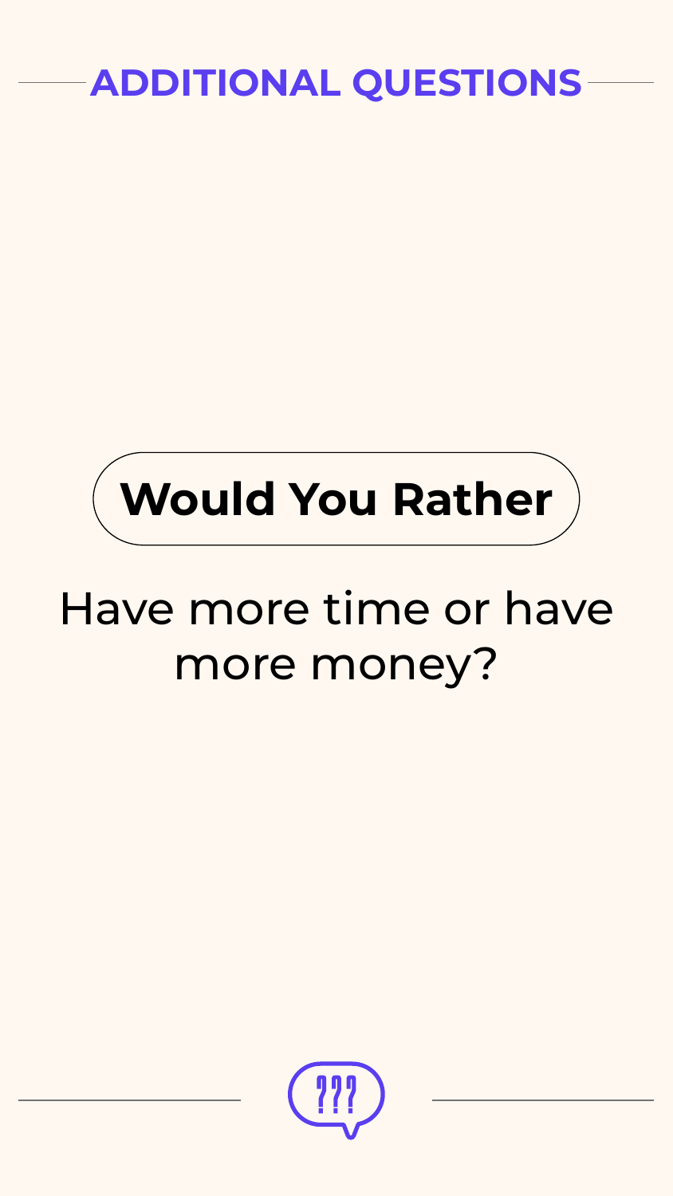## ADDITIONAL QUESTIONS

**Would You Rather**

Have more time or have more money?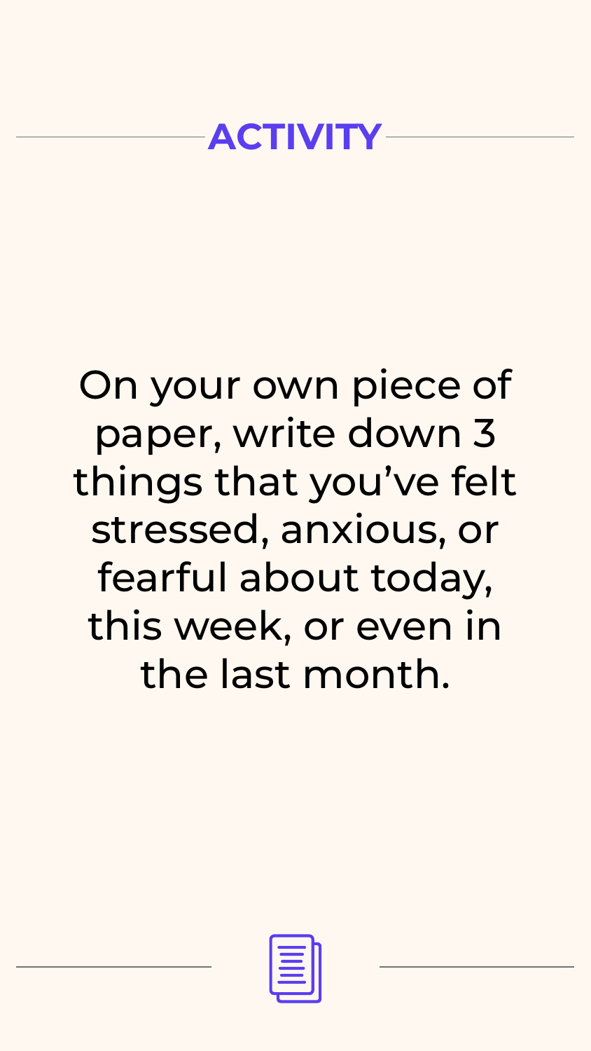# ACTIVITY

On your own piece of paper, write down 3 things that you've felt stressed, anxious, or fearful about today, this week, or even in the last month.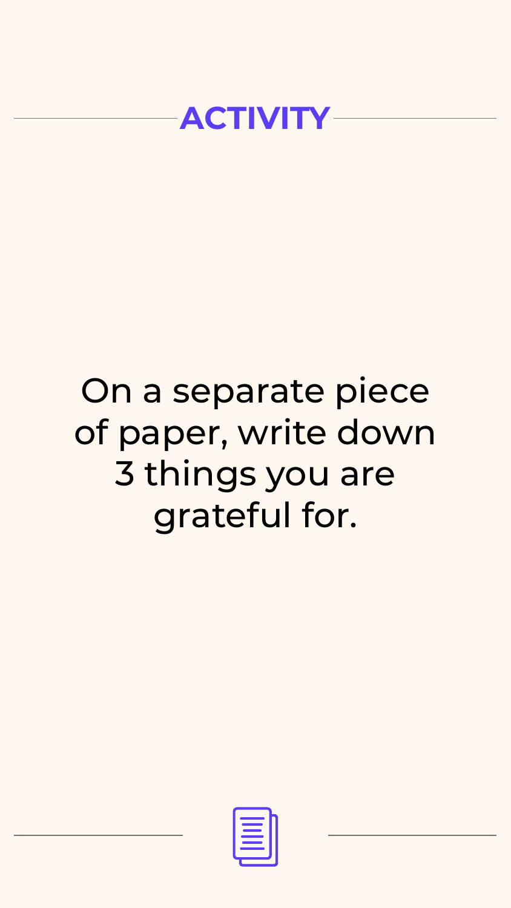## ACTIVITY

On a separate piece of paper, write down 3 things you are grateful for.